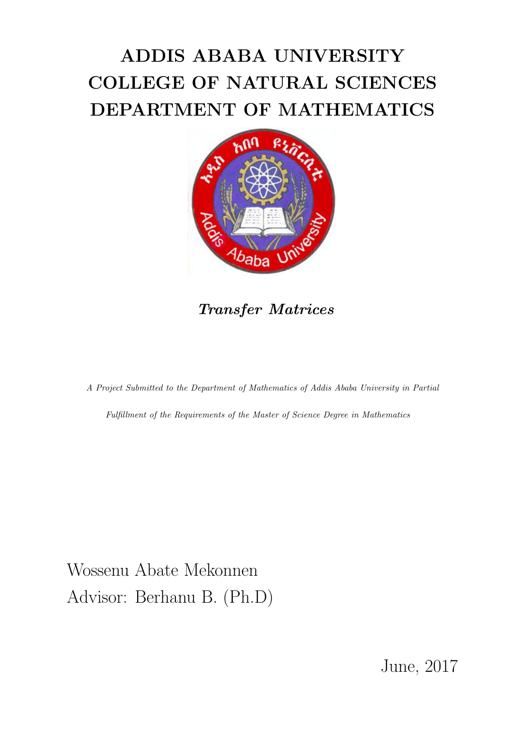# ADDIS ABABA UNIVERSITY
# COLLEGE OF NATURAL SCIENCES
# DEPARTMENT OF MATHEMATICS

***Transfer Matrices***

*A Project Submitted to the Department of Mathematics of Addis Ababa University in Partial Fulfillment of the Requirements of the Master of Science Degree in Mathematics*

Wossenu Abate Mekonnen

Advisor: Berhanu B. (Ph.D)

June, 2017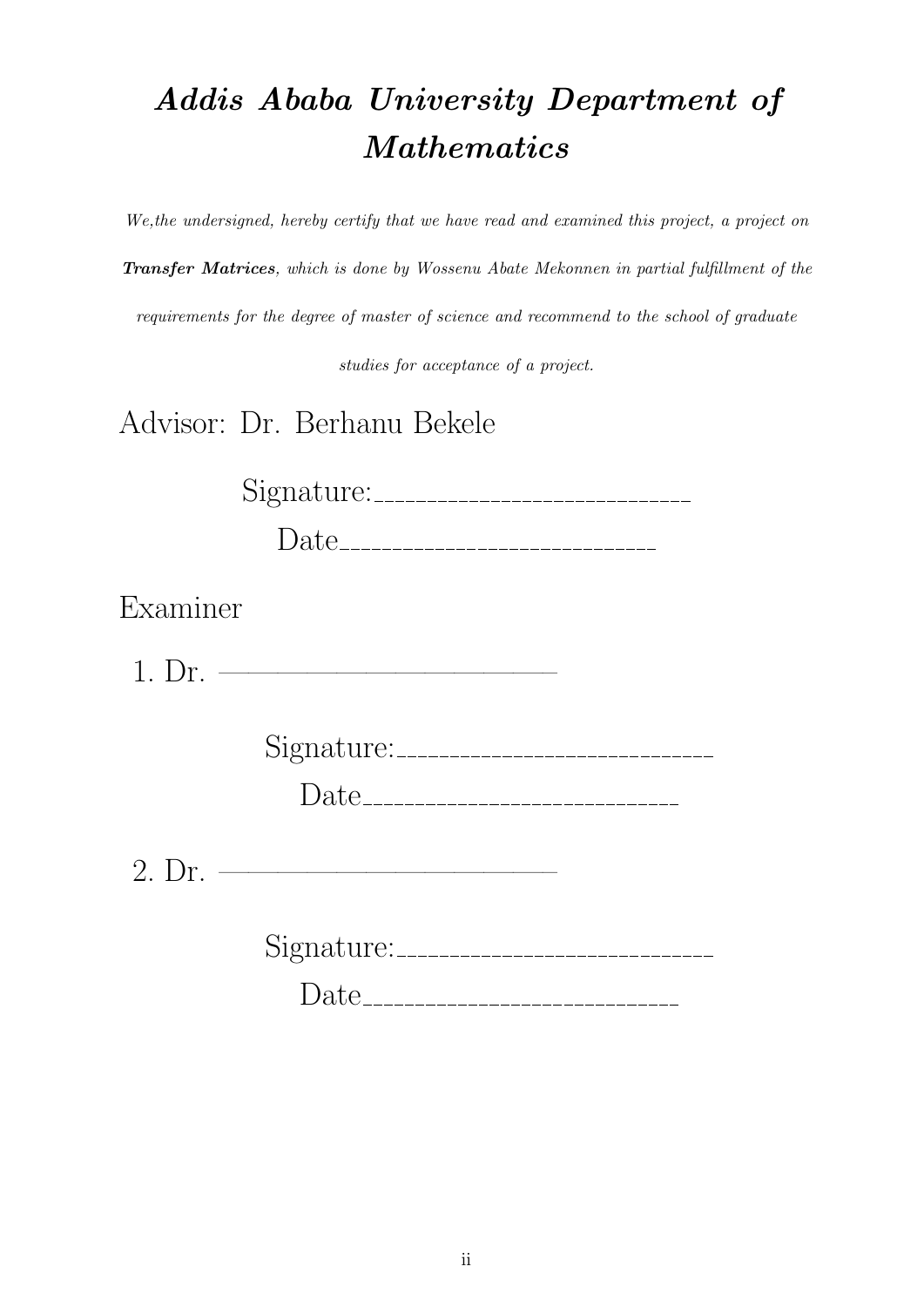# *Addis Ababa University Department of Mathematics*

*We,the undersigned, hereby certify that we have read and examined this project, a project on **Transfer Matrices**, which is done by Wossenu Abate Mekonnen in partial fulfillment of the requirements for the degree of master of science and recommend to the school of graduate studies for acceptance of a project.*

Advisor: Dr. Berhanu Bekele

Signature:___________________________

Date___________________________

Examiner

1. Dr. ——————————————

Signature:___________________________

Date___________________________

2. Dr. ——————————————

Signature:___________________________

Date___________________________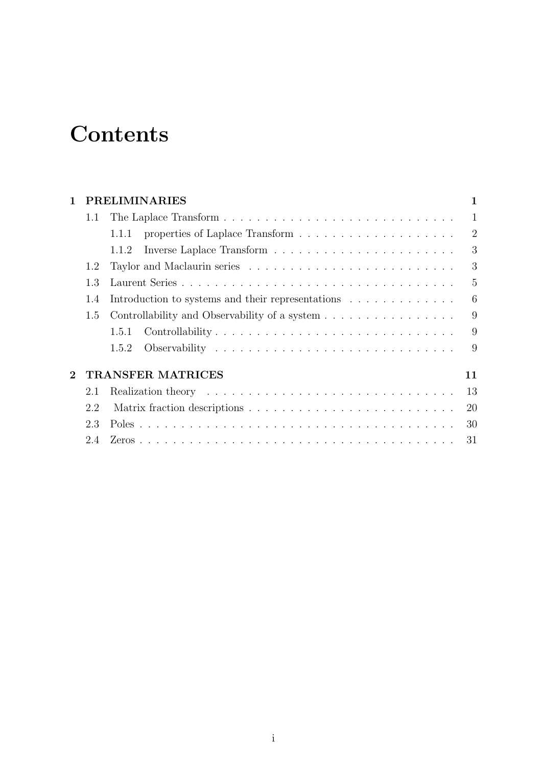# Contents

**1 PRELIMINARIES** **1**

- 1.1 The Laplace Transform . . . . . . . . . . . . . . . . . . . . . . . . . . . . 1
  - 1.1.1 properties of Laplace Transform . . . . . . . . . . . . . . . . . . . 2
  - 1.1.2 Inverse Laplace Transform . . . . . . . . . . . . . . . . . . . . . . 3
- 1.2 Taylor and Maclaurin series . . . . . . . . . . . . . . . . . . . . . . . . . 3
- 1.3 Laurent Series . . . . . . . . . . . . . . . . . . . . . . . . . . . . . . . . . 5
- 1.4 Introduction to systems and their representations . . . . . . . . . . . . . 6
- 1.5 Controllability and Observability of a system . . . . . . . . . . . . . . . 9
  - 1.5.1 Controllability . . . . . . . . . . . . . . . . . . . . . . . . . . . . 9
  - 1.5.2 Observability . . . . . . . . . . . . . . . . . . . . . . . . . . . . 9

**2 TRANSFER MATRICES** **11**

- 2.1 Realization theory . . . . . . . . . . . . . . . . . . . . . . . . . . . . . . 13
- 2.2 Matrix fraction descriptions . . . . . . . . . . . . . . . . . . . . . . . . . 20
- 2.3 Poles . . . . . . . . . . . . . . . . . . . . . . . . . . . . . . . . . . . . . . 30
- 2.4 Zeros . . . . . . . . . . . . . . . . . . . . . . . . . . . . . . . . . . . . . . 31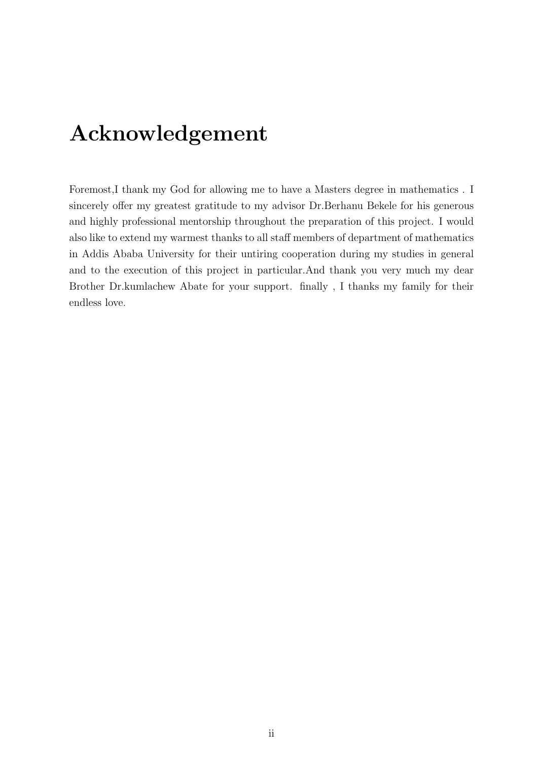# Acknowledgement

Foremost,I thank my God for allowing me to have a Masters degree in mathematics . I sincerely offer my greatest gratitude to my advisor Dr.Berhanu Bekele for his generous and highly professional mentorship throughout the preparation of this project. I would also like to extend my warmest thanks to all staff members of department of mathematics in Addis Ababa University for their untiring cooperation during my studies in general and to the execution of this project in particular.And thank you very much my dear Brother Dr.kumlachew Abate for your support. finally , I thanks my family for their endless love.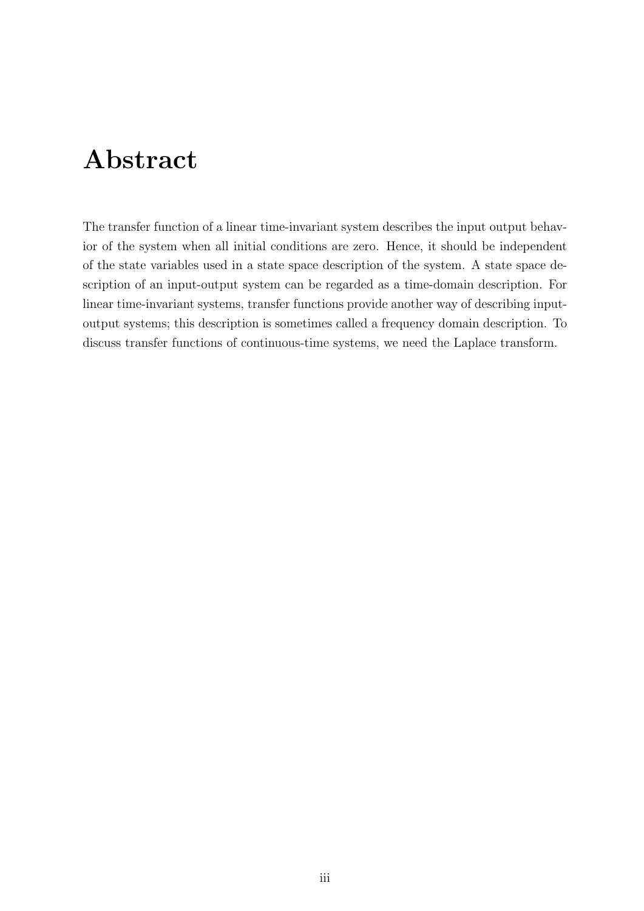# Abstract

The transfer function of a linear time-invariant system describes the input output behavior of the system when all initial conditions are zero. Hence, it should be independent of the state variables used in a state space description of the system. A state space description of an input-output system can be regarded as a time-domain description. For linear time-invariant systems, transfer functions provide another way of describing input-output systems; this description is sometimes called a frequency domain description. To discuss transfer functions of continuous-time systems, we need the Laplace transform.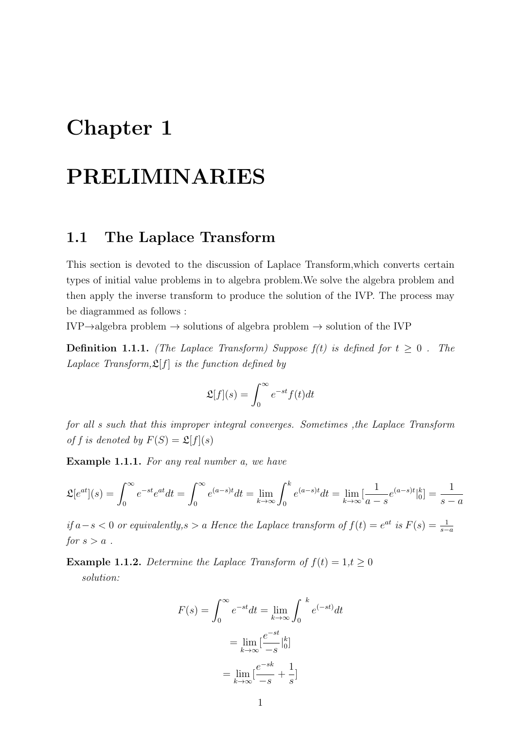# Chapter 1

# PRELIMINARIES

## 1.1 The Laplace Transform

This section is devoted to the discussion of Laplace Transform,which converts certain types of initial value problems in to algebra problem.We solve the algebra problem and then apply the inverse transform to produce the solution of the IVP. The process may be diagrammed as follows :

IVP→algebra problem → solutions of algebra problem → solution of the IVP

**Definition 1.1.1.** *(The Laplace Transform) Suppose f(t) is defined for* $t \geq 0$ *. The Laplace Transform,*$\mathfrak{L}[f]$ *is the function defined by*

$$\mathfrak{L}[f](s) = \int_0^\infty e^{-st} f(t)dt$$

*for all s such that this improper integral converges. Sometimes ,the Laplace Transform of f is denoted by* $F(S) = \mathfrak{L}[f](s)$

**Example 1.1.1.** *For any real number a, we have*

$$\mathfrak{L}[e^{at}](s) = \int_0^\infty e^{-st} e^{at} dt = \int_0^\infty e^{(a-s)t} dt = \lim_{k\to\infty} \int_0^k e^{(a-s)t} dt = \lim_{k\to\infty} [\frac{1}{a-s} e^{(a-s)t}|_0^k] = \frac{1}{s-a}$$

*if* $a-s < 0$ *or equivalently,*$s > a$ *Hence the Laplace transform of* $f(t) = e^{at}$ *is* $F(s) = \frac{1}{s-a}$ *for* $s > a$ *.*

**Example 1.1.2.** *Determine the Laplace Transform of* $f(t) = 1, t \geq 0$

*solution:*

$$F(s) = \int_0^\infty e^{-st} dt = \lim_{k\to\infty} \int_0^{\ k} e^{(-st)} dt$$

$$= \lim_{k\to\infty} [\frac{e^{-st}}{-s}|_0^k]$$

$$= \lim_{k\to\infty} [\frac{e^{-sk}}{-s} + \frac{1}{s}]$$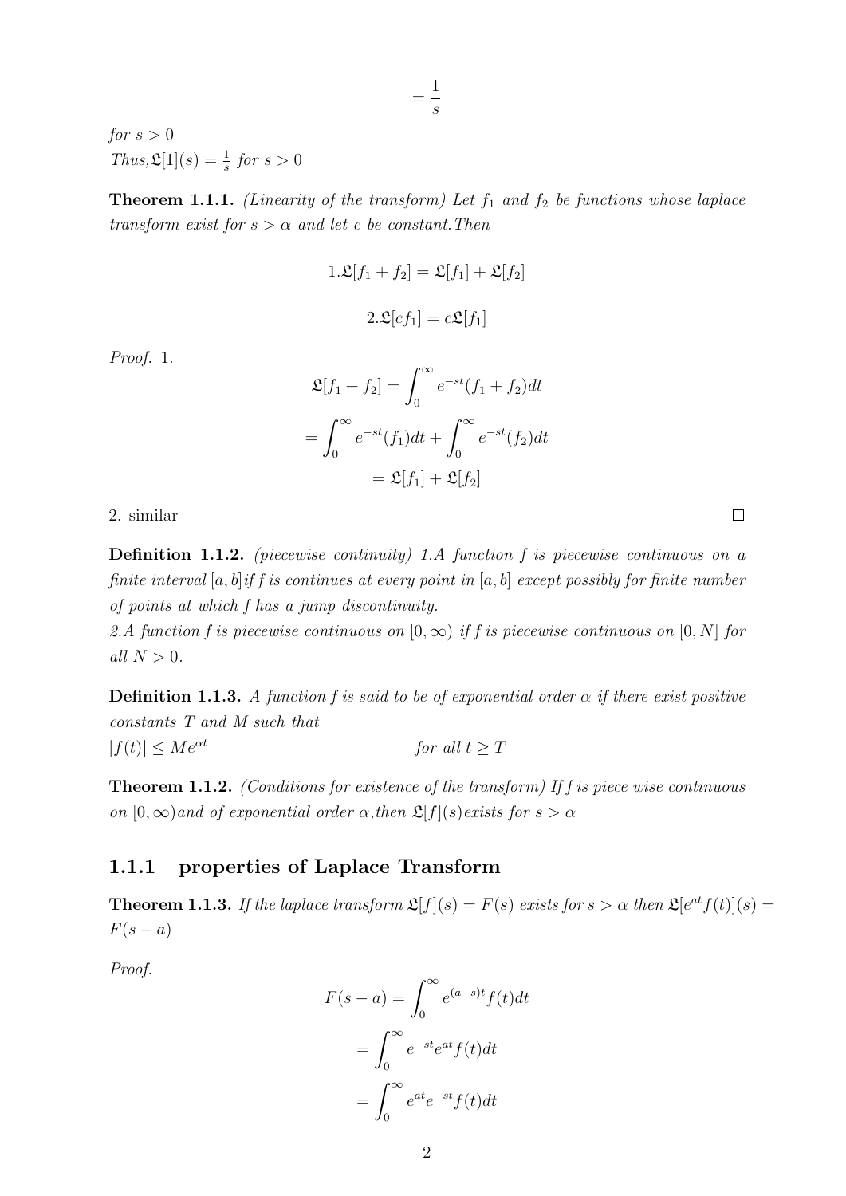$$= \frac{1}{s}$$

*for $s > 0$*
*Thus,$\mathfrak{L}[1](s) = \frac{1}{s}$ for $s > 0$*

**Theorem 1.1.1.** *(Linearity of the transform) Let $f_1$ and $f_2$ be functions whose laplace transform exist for $s > \alpha$ and let $c$ be constant.Then*

$$1.\mathfrak{L}[f_1 + f_2] = \mathfrak{L}[f_1] + \mathfrak{L}[f_2]$$

$$2.\mathfrak{L}[cf_1] = c\mathfrak{L}[f_1]$$

*Proof.* 1.

$$\mathfrak{L}[f_1 + f_2] = \int_0^\infty e^{-st}(f_1 + f_2)dt$$

$$= \int_0^\infty e^{-st}(f_1)dt + \int_0^\infty e^{-st}(f_2)dt$$

$$= \mathfrak{L}[f_1] + \mathfrak{L}[f_2]$$

2. similar □

**Definition 1.1.2.** *(piecewise continuity) 1.A function $f$ is piecewise continuous on a finite interval $[a, b]$if $f$ is continues at every point in $[a, b]$ except possibly for finite number of points at which $f$ has a jump discontinuity.*
*2.A function $f$ is piecewise continuous on $[0, \infty)$ if $f$ is piecewise continuous on $[0, N]$ for all $N > 0$.*

**Definition 1.1.3.** *A function $f$ is said to be of exponential order $\alpha$ if there exist positive constants $T$ and $M$ such that*
$|f(t)| \leq Me^{\alpha t}$ *for all $t \geq T$*

**Theorem 1.1.2.** *(Conditions for existence of the transform) If $f$ is piece wise continuous on $[0, \infty)$and of exponential order $\alpha$,then $\mathfrak{L}[f](s)$exists for $s > \alpha$*

### 1.1.1 properties of Laplace Transform

**Theorem 1.1.3.** *If the laplace transform $\mathfrak{L}[f](s) = F(s)$ exists for $s > \alpha$ then $\mathfrak{L}[e^{at}f(t)](s) = F(s - a)$*

*Proof.*

$$F(s - a) = \int_0^\infty e^{(a-s)t}f(t)dt$$

$$= \int_0^\infty e^{-st}e^{at}f(t)dt$$

$$= \int_0^\infty e^{at}e^{-st}f(t)dt$$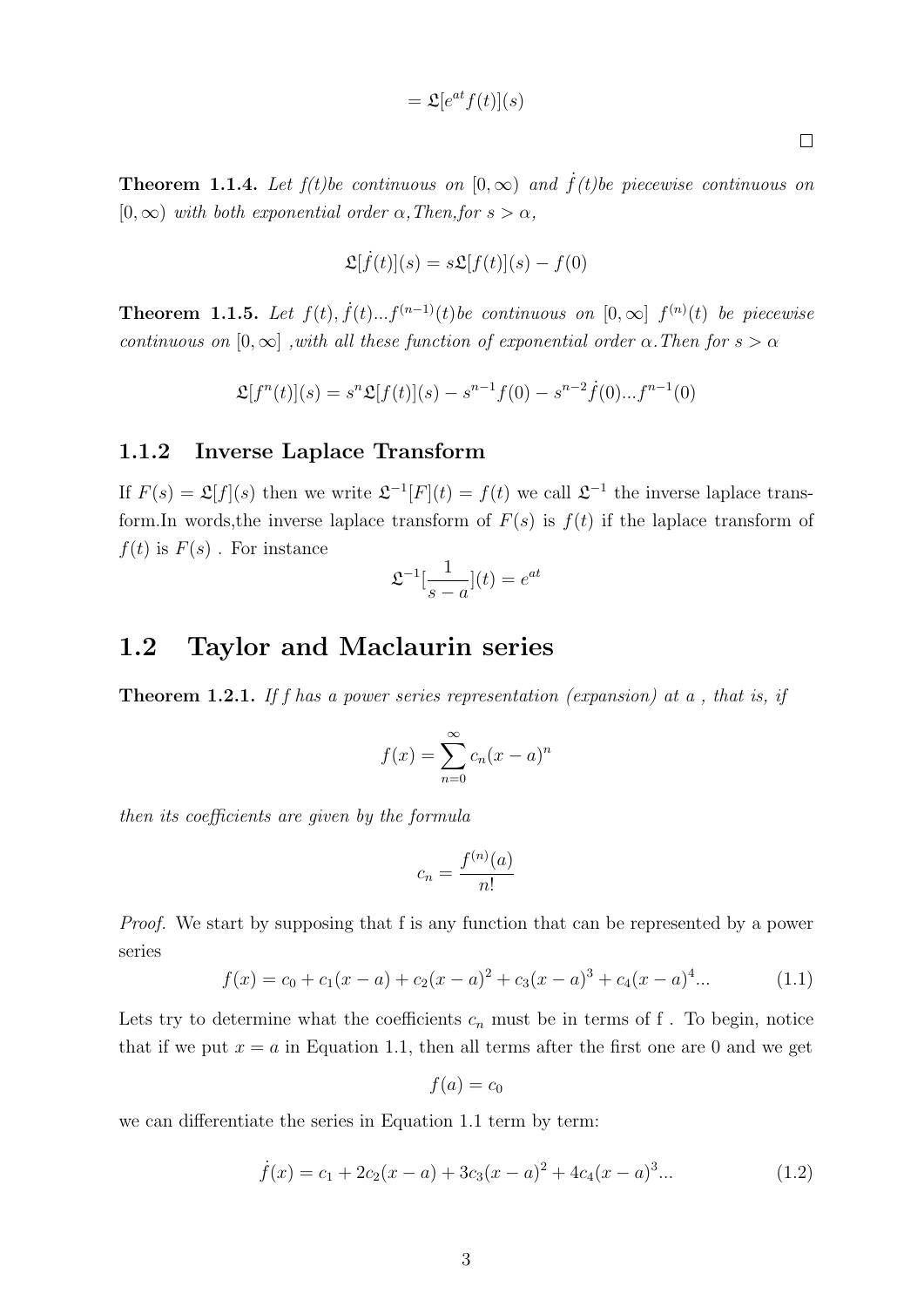$$= \mathfrak{L}[e^{at}f(t)](s)$$

□

**Theorem 1.1.4.** *Let f(t)be continuous on $[0, \infty)$ and $\dot{f}(t)$be piecewise continuous on $[0, \infty)$ with both exponential order $\alpha$,Then,for $s > \alpha$,*

$$\mathfrak{L}[\dot{f}(t)](s) = s\mathfrak{L}[f(t)](s) - f(0)$$

**Theorem 1.1.5.** *Let $f(t), \dot{f}(t)...f^{(n-1)}(t)$be continuous on $[0, \infty]$ $f^{(n)}(t)$ be piecewise continuous on $[0, \infty]$ ,with all these function of exponential order $\alpha$.Then for $s > \alpha$*

$$\mathfrak{L}[f^n(t)](s) = s^n\mathfrak{L}[f(t)](s) - s^{n-1}f(0) - s^{n-2}\dot{f}(0)...f^{n-1}(0)$$

### 1.1.2 Inverse Laplace Transform

If $F(s) = \mathfrak{L}[f](s)$ then we write $\mathfrak{L}^{-1}[F](t) = f(t)$ we call $\mathfrak{L}^{-1}$ the inverse laplace transform.In words,the inverse laplace transform of $F(s)$ is $f(t)$ if the laplace transform of $f(t)$ is $F(s)$ . For instance

$$\mathfrak{L}^{-1}[\frac{1}{s-a}](t) = e^{at}$$

## 1.2 Taylor and Maclaurin series

**Theorem 1.2.1.** *If f has a power series representation (expansion) at a , that is, if*

$$f(x) = \sum_{n=0}^{\infty} c_n(x-a)^n$$

*then its coefficients are given by the formula*

$$c_n = \frac{f^{(n)}(a)}{n!}$$

*Proof.* We start by supposing that f is any function that can be represented by a power series

$$f(x) = c_0 + c_1(x-a) + c_2(x-a)^2 + c_3(x-a)^3 + c_4(x-a)^4... \tag{1.1}$$

Lets try to determine what the coefficients $c_n$ must be in terms of f . To begin, notice that if we put $x = a$ in Equation 1.1, then all terms after the first one are 0 and we get

$$f(a) = c_0$$

we can differentiate the series in Equation 1.1 term by term:

$$\dot{f}(x) = c_1 + 2c_2(x-a) + 3c_3(x-a)^2 + 4c_4(x-a)^3... \tag{1.2}$$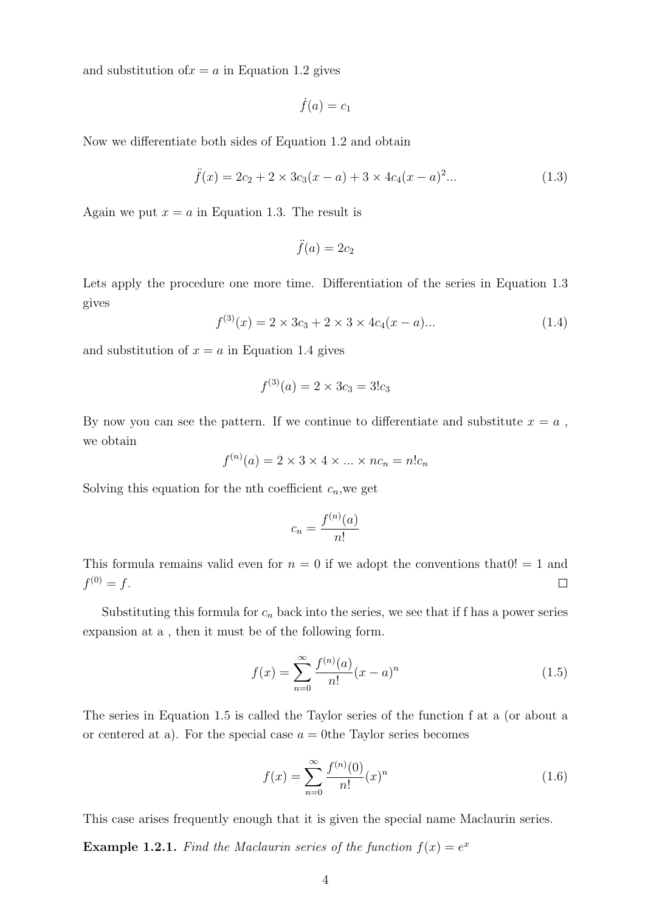and substitution of$x = a$ in Equation 1.2 gives

$$\dot{f}(a) = c_1$$

Now we differentiate both sides of Equation 1.2 and obtain

$$\ddot{f}(x) = 2c_2 + 2 \times 3c_3(x-a) + 3 \times 4c_4(x-a)^2 ... \tag{1.3}$$

Again we put $x = a$ in Equation 1.3. The result is

$$\ddot{f}(a) = 2c_2$$

Lets apply the procedure one more time. Differentiation of the series in Equation 1.3 gives

$$f^{(3)}(x) = 2 \times 3c_3 + 2 \times 3 \times 4c_4(x-a) ... \tag{1.4}$$

and substitution of $x = a$ in Equation 1.4 gives

$$f^{(3)}(a) = 2 \times 3c_3 = 3!c_3$$

By now you can see the pattern. If we continue to differentiate and substitute $x = a$ , we obtain

$$f^{(n)}(a) = 2 \times 3 \times 4 \times ... \times nc_n = n!c_n$$

Solving this equation for the nth coefficient $c_n$,we get

$$c_n = \frac{f^{(n)}(a)}{n!}$$

This formula remains valid even for $n = 0$ if we adopt the conventions that$0! = 1$ and $f^{(0)} = f$. □

Substituting this formula for $c_n$ back into the series, we see that if f has a power series expansion at a , then it must be of the following form.

$$f(x) = \sum_{n=0}^{\infty} \frac{f^{(n)}(a)}{n!}(x-a)^n \tag{1.5}$$

The series in Equation 1.5 is called the Taylor series of the function f at a (or about a or centered at a). For the special case $a = 0$the Taylor series becomes

$$f(x) = \sum_{n=0}^{\infty} \frac{f^{(n)}(0)}{n!}(x)^n \tag{1.6}$$

This case arises frequently enough that it is given the special name Maclaurin series.

**Example 1.2.1.** *Find the Maclaurin series of the function $f(x) = e^x$*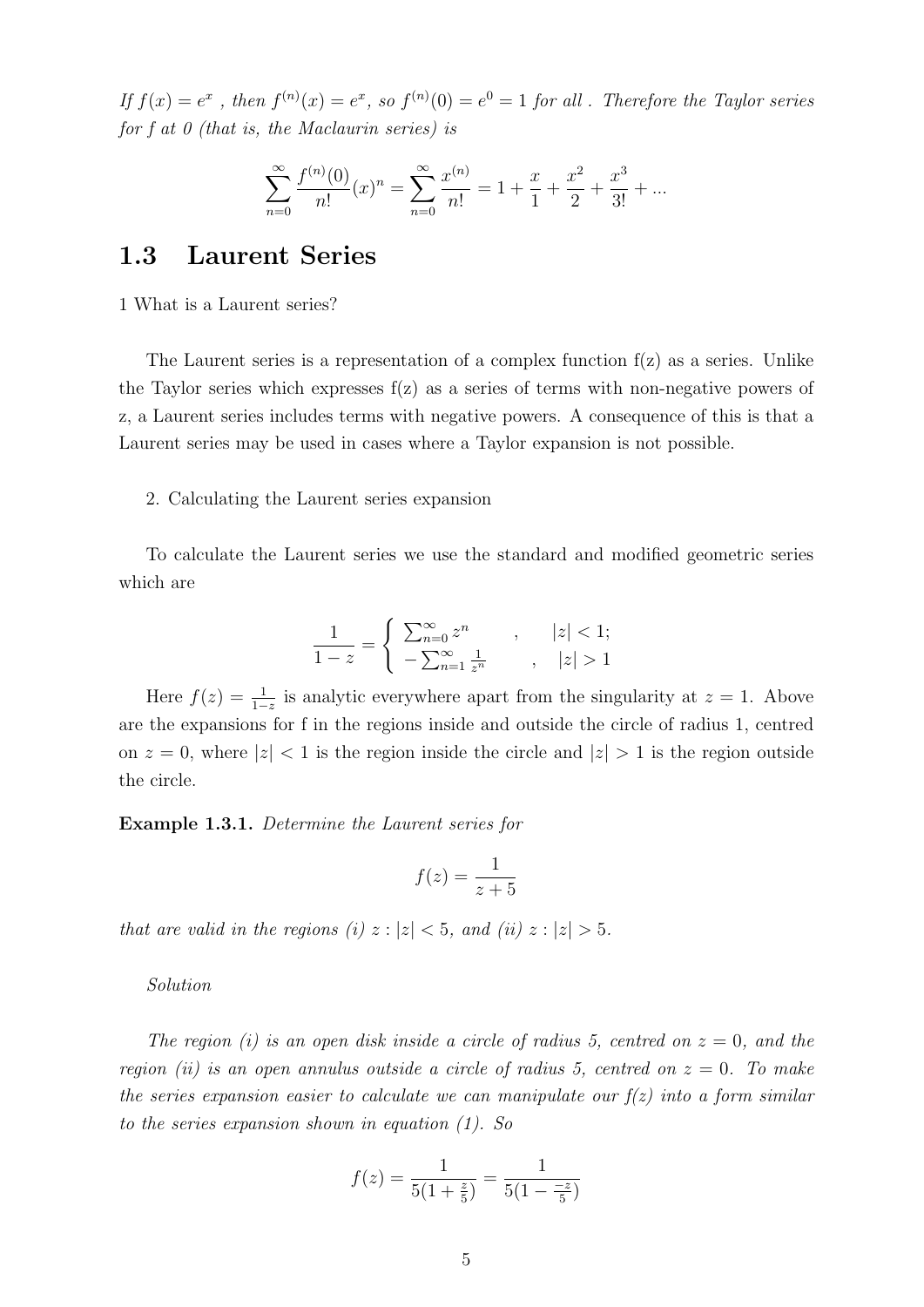*If $f(x) = e^x$ , then $f^{(n)}(x) = e^x$, so $f^{(n)}(0) = e^0 = 1$ for all . Therefore the Taylor series for f at 0 (that is, the Maclaurin series) is*

$$\sum_{n=0}^{\infty} \frac{f^{(n)}(0)}{n!}(x)^n = \sum_{n=0}^{\infty} \frac{x^{(n)}}{n!} = 1 + \frac{x}{1} + \frac{x^2}{2} + \frac{x^3}{3!} + ...$$

## 1.3 Laurent Series

1 What is a Laurent series?

The Laurent series is a representation of a complex function f(z) as a series. Unlike the Taylor series which expresses f(z) as a series of terms with non-negative powers of z, a Laurent series includes terms with negative powers. A consequence of this is that a Laurent series may be used in cases where a Taylor expansion is not possible.

2. Calculating the Laurent series expansion

To calculate the Laurent series we use the standard and modified geometric series which are

$$\frac{1}{1-z} = \begin{cases} \sum_{n=0}^{\infty} z^n & , \quad |z| < 1; \\ -\sum_{n=1}^{\infty} \frac{1}{z^n} & , \quad |z| > 1 \end{cases}$$

Here $f(z) = \frac{1}{1-z}$ is analytic everywhere apart from the singularity at $z = 1$. Above are the expansions for f in the regions inside and outside the circle of radius 1, centred on $z = 0$, where $|z| < 1$ is the region inside the circle and $|z| > 1$ is the region outside the circle.

**Example 1.3.1.** *Determine the Laurent series for*

$$f(z) = \frac{1}{z+5}$$

*that are valid in the regions (i) $z : |z| < 5$, and (ii) $z : |z| > 5$.*

*Solution*

*The region (i) is an open disk inside a circle of radius 5, centred on $z = 0$, and the region (ii) is an open annulus outside a circle of radius 5, centred on $z = 0$. To make the series expansion easier to calculate we can manipulate our f(z) into a form similar to the series expansion shown in equation (1). So*

$$f(z) = \frac{1}{5(1 + \frac{z}{5})} = \frac{1}{5(1 - \frac{-z}{5})}$$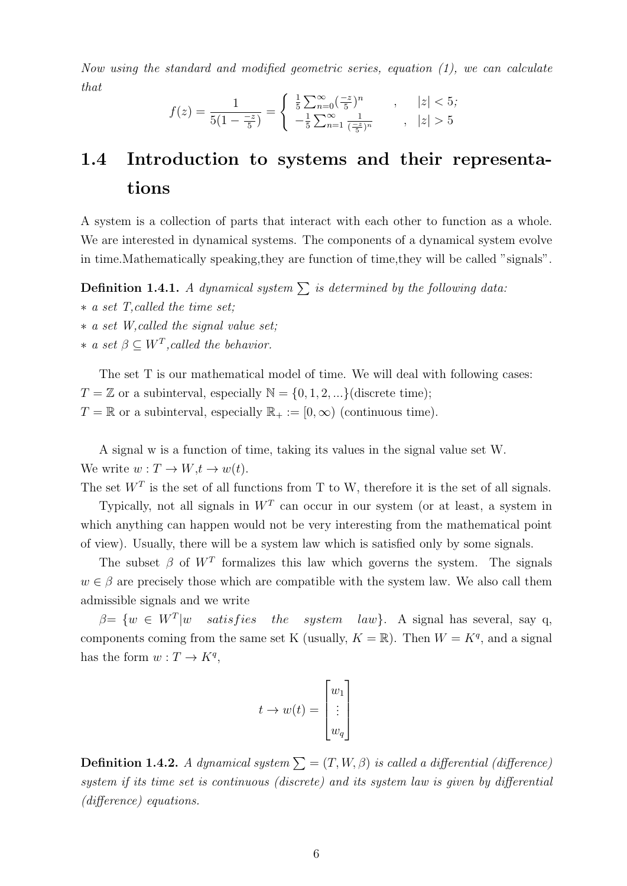*Now using the standard and modified geometric series, equation (1), we can calculate that*

$$f(z) = \frac{1}{5(1-\frac{-z}{5})} = \begin{cases} \frac{1}{5}\sum_{n=0}^{\infty}(\frac{-z}{5})^n & , \quad |z| < 5; \\ -\frac{1}{5}\sum_{n=1}^{\infty}\frac{1}{(\frac{-z}{5})^n} & , \quad |z| > 5 \end{cases}$$

## 1.4 Introduction to systems and their representations

A system is a collection of parts that interact with each other to function as a whole. We are interested in dynamical systems. The components of a dynamical system evolve in time.Mathematically speaking,they are function of time,they will be called "signals".

**Definition 1.4.1.** *A dynamical system $\sum$ is determined by the following data:*
*∗ a set T,called the time set;*
*∗ a set W,called the signal value set;*
*∗ a set $\beta \subseteq W^T$,called the behavior.*

The set T is our mathematical model of time. We will deal with following cases:
$T = \mathbb{Z}$ or a subinterval, especially $\mathbb{N} = \{0, 1, 2, ...\}$(discrete time);
$T = \mathbb{R}$ or a subinterval, especially $\mathbb{R}_+ := [0, \infty)$ (continuous time).

A signal w is a function of time, taking its values in the signal value set W.
We write $w : T \to W$,$t \to w(t)$.
The set $W^T$ is the set of all functions from T to W, therefore it is the set of all signals.

Typically, not all signals in $W^T$ can occur in our system (or at least, a system in which anything can happen would not be very interesting from the mathematical point of view). Usually, there will be a system law which is satisfied only by some signals.

The subset $\beta$ of $W^T$ formalizes this law which governs the system. The signals $w \in \beta$ are precisely those which are compatible with the system law. We also call them admissible signals and we write

$\beta = \{w \in W^T | w \quad satisfies \quad the \quad system \quad law\}$. A signal has several, say q, components coming from the same set K (usually, $K = \mathbb{R}$). Then $W = K^q$, and a signal has the form $w : T \to K^q$,

$$t \to w(t) = \begin{bmatrix} w_1 \\ \vdots \\ w_q \end{bmatrix}$$

**Definition 1.4.2.** *A dynamical system $\sum = (T, W, \beta)$ is called a differential (difference) system if its time set is continuous (discrete) and its system law is given by differential (difference) equations.*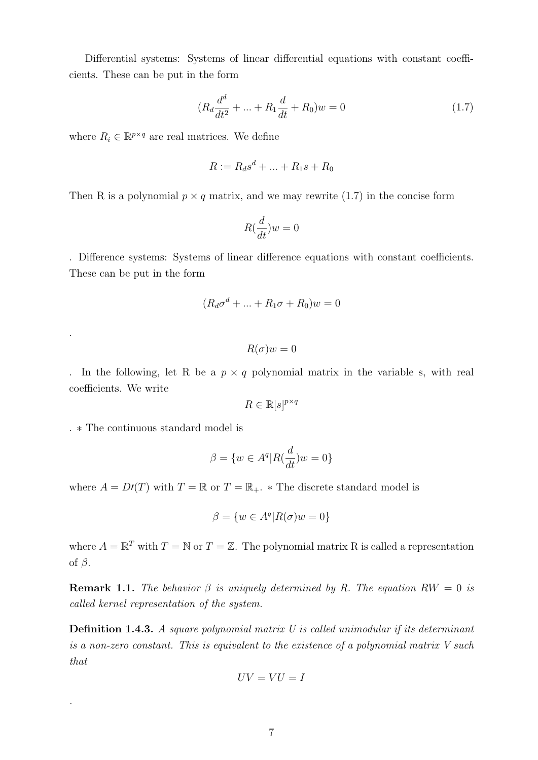Differential systems: Systems of linear differential equations with constant coefficients. These can be put in the form

$$(R_d \frac{d^d}{dt^2} + ... + R_1 \frac{d}{dt} + R_0)w = 0 \tag{1.7}$$

where $R_i \in \mathbb{R}^{p \times q}$ are real matrices. We define

$$R := R_d s^d + ... + R_1 s + R_0$$

Then R is a polynomial $p \times q$ matrix, and we may rewrite (1.7) in the concise form

$$R(\frac{d}{dt})w = 0$$

. Difference systems: Systems of linear difference equations with constant coefficients. These can be put in the form

$$(R_d \sigma^d + ... + R_1 \sigma + R_0)w = 0$$

.

$$R(\sigma)w = 0$$

. In the following, let R be a $p \times q$ polynomial matrix in the variable s, with real coefficients. We write

$$R \in \mathbb{R}[s]^{p \times q}$$

. * The continuous standard model is

$$\beta = \{w \in A^q | R(\frac{d}{dt})w = 0\}$$

where $A = D\prime(T)$ with $T = \mathbb{R}$ or $T = \mathbb{R}_+$. * The discrete standard model is

$$\beta = \{w \in A^q | R(\sigma)w = 0\}$$

where $A = \mathbb{R}^T$ with $T = \mathbb{N}$ or $T = \mathbb{Z}$. The polynomial matrix R is called a representation of $\beta$.

**Remark 1.1.** *The behavior $\beta$ is uniquely determined by R. The equation $RW = 0$ is called kernel representation of the system.*

**Definition 1.4.3.** *A square polynomial matrix U is called unimodular if its determinant is a non-zero constant. This is equivalent to the existence of a polynomial matrix V such that*

$$UV = VU = I$$

.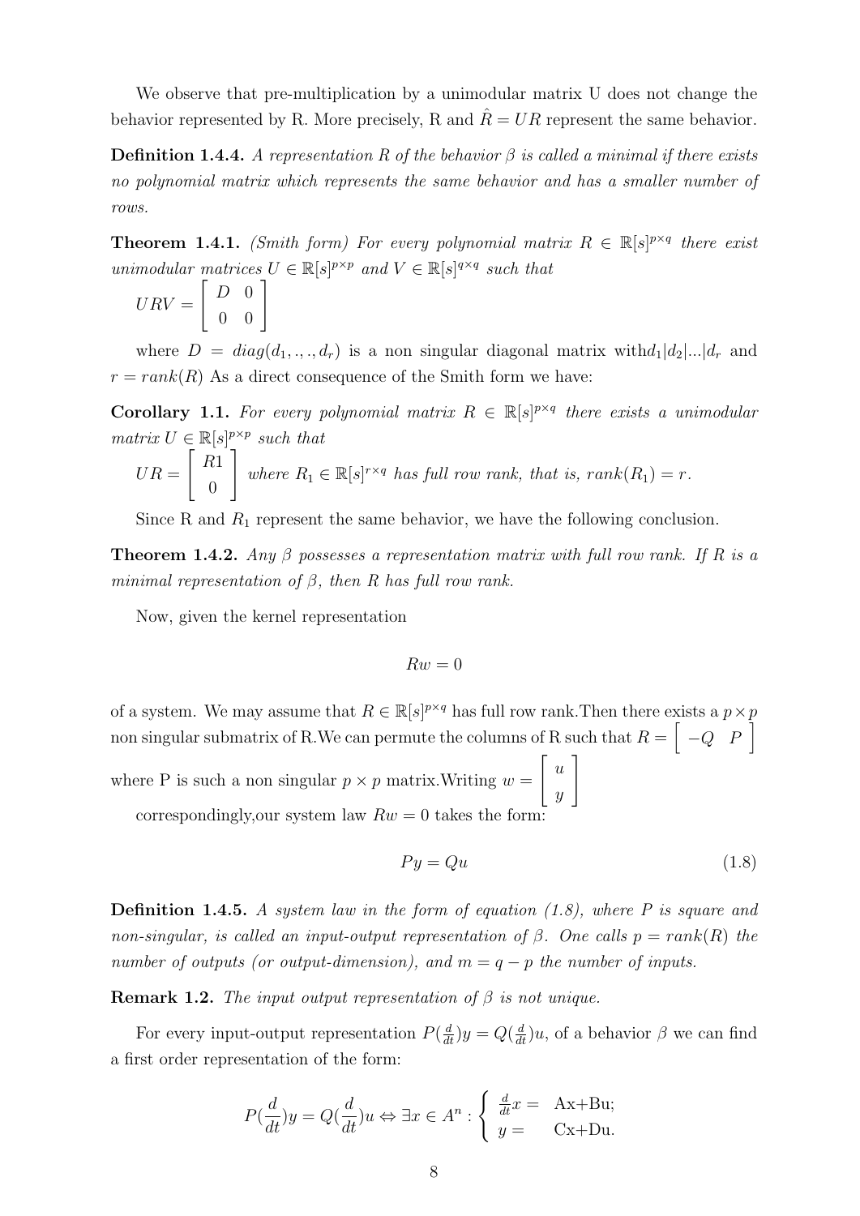We observe that pre-multiplication by a unimodular matrix U does not change the behavior represented by R. More precisely, R and $\hat{R} = UR$ represent the same behavior.

**Definition 1.4.4.** *A representation R of the behavior $\beta$ is called a minimal if there exists no polynomial matrix which represents the same behavior and has a smaller number of rows.*

**Theorem 1.4.1.** *(Smith form) For every polynomial matrix $R \in \mathbb{R}[s]^{p\times q}$ there exist unimodular matrices $U \in \mathbb{R}[s]^{p\times p}$ and $V \in \mathbb{R}[s]^{q\times q}$ such that*

$$URV = \begin{bmatrix} D & 0 \\ 0 & 0 \end{bmatrix}$$

where $D = diag(d_1, ., ., d_r)$ is a non singular diagonal matrix with$d_1|d_2|...|d_r$ and $r = rank(R)$ As a direct consequence of the Smith form we have:

**Corollary 1.1.** *For every polynomial matrix $R \in \mathbb{R}[s]^{p\times q}$ there exists a unimodular matrix $U \in \mathbb{R}[s]^{p\times p}$ such that*

$UR = \begin{bmatrix} R1 \\ 0 \end{bmatrix}$ *where $R_1 \in \mathbb{R}[s]^{r\times q}$ has full row rank, that is, $rank(R_1) = r$.*

Since R and $R_1$ represent the same behavior, we have the following conclusion.

**Theorem 1.4.2.** *Any $\beta$ possesses a representation matrix with full row rank. If R is a minimal representation of $\beta$, then R has full row rank.*

Now, given the kernel representation

$$Rw = 0$$

of a system. We may assume that $R \in \mathbb{R}[s]^{p\times q}$ has full row rank.Then there exists a $p \times p$ non singular submatrix of R.We can permute the columns of R such that $R = \begin{bmatrix} -Q & P \end{bmatrix}$ where P is such a non singular $p \times p$ matrix.Writing $w = \begin{bmatrix} u \\ y \end{bmatrix}$ correspondingly,our system law $Rw = 0$ takes the form:

$$Py = Qu \tag{1.8}$$

**Definition 1.4.5.** *A system law in the form of equation (1.8), where P is square and non-singular, is called an input-output representation of $\beta$. One calls $p = rank(R)$ the number of outputs (or output-dimension), and $m = q - p$ the number of inputs.*

**Remark 1.2.** *The input output representation of $\beta$ is not unique.*

For every input-output representation $P(\frac{d}{dt})y = Q(\frac{d}{dt})u$, of a behavior $\beta$ we can find a first order representation of the form:

$$P(\frac{d}{dt})y = Q(\frac{d}{dt})u \Leftrightarrow \exists x \in A^n : \begin{cases} \frac{d}{dt}x = & \text{Ax+Bu;} \\ y = & \text{Cx+Du.} \end{cases}$$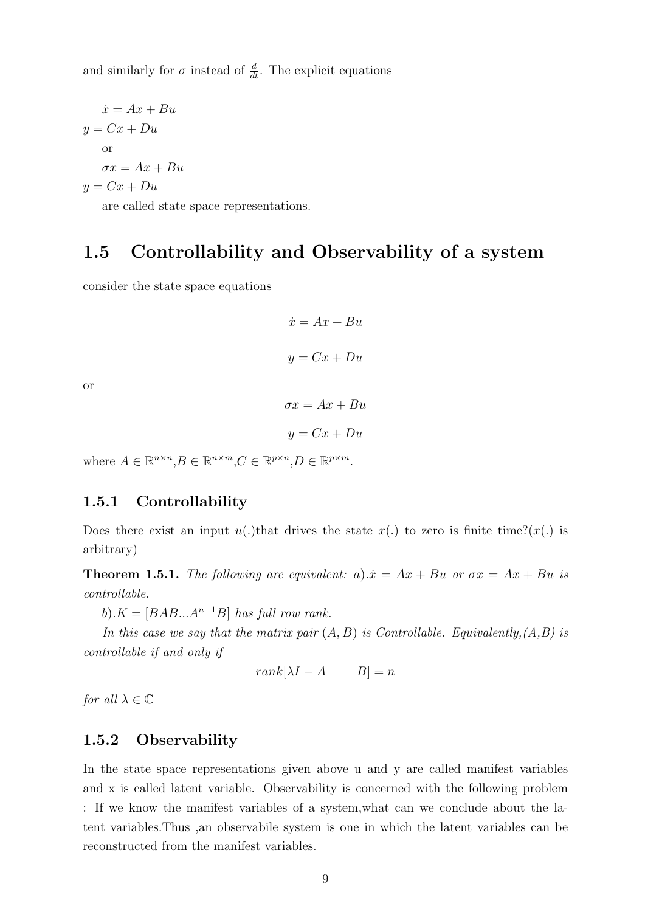and similarly for $\sigma$ instead of $\frac{d}{dt}$. The explicit equations

$\dot{x} = Ax + Bu$

$y = Cx + Du$

or

$\sigma x = Ax + Bu$

$y = Cx + Du$

are called state space representations.

## 1.5 Controllability and Observability of a system

consider the state space equations

$$\dot{x} = Ax + Bu$$

$$y = Cx + Du$$

or

$$\sigma x = Ax + Bu$$

$$y = Cx + Du$$

where $A \in \mathbb{R}^{n \times n}$,$B \in \mathbb{R}^{n \times m}$,$C \in \mathbb{R}^{p \times n}$,$D \in \mathbb{R}^{p \times m}$.

### 1.5.1 Controllability

Does there exist an input $u(.)$that drives the state $x(.)$ to zero is finite time?($x(.)$ is arbitrary)

**Theorem 1.5.1.** *The following are equivalent: a).$\dot{x} = Ax + Bu$ or $\sigma x = Ax + Bu$ is controllable.*

*b).$K = [BAB...A^{n-1}B]$ has full row rank.*

*In this case we say that the matrix pair $(A, B)$ is Controllable. Equivalently,(A,B) is controllable if and only if*

$$rank[\lambda I - A \qquad B] = n$$

*for all $\lambda \in \mathbb{C}$*

### 1.5.2 Observability

In the state space representations given above u and y are called manifest variables and x is called latent variable. Observability is concerned with the following problem : If we know the manifest variables of a system,what can we conclude about the latent variables.Thus ,an observabile system is one in which the latent variables can be reconstructed from the manifest variables.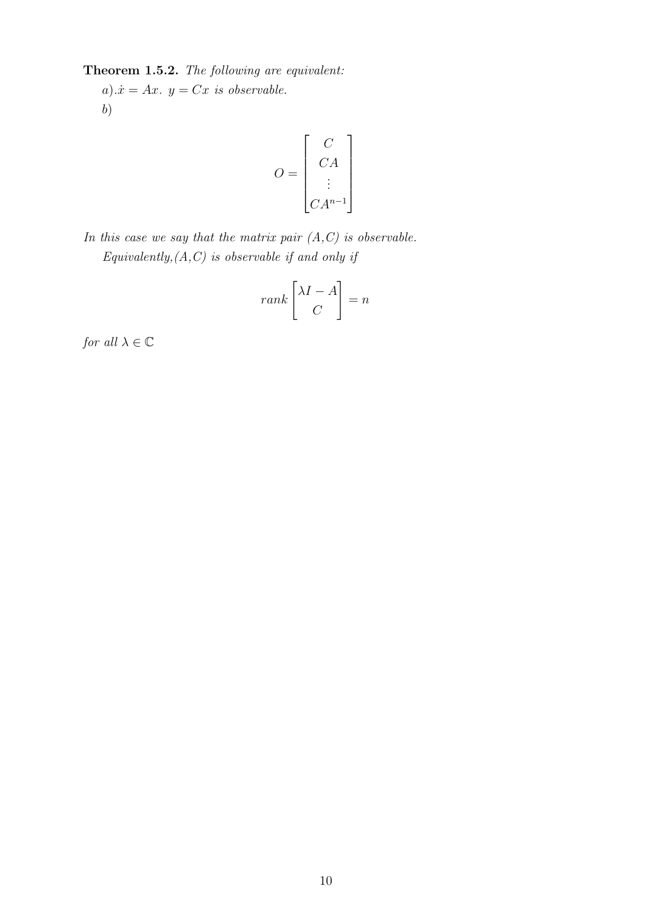**Theorem 1.5.2.** *The following are equivalent:*

*a).* $\dot{x} = Ax$. $y = Cx$ *is observable.*

*b)*

$$O = \begin{bmatrix} C \\ CA \\ \vdots \\ CA^{n-1} \end{bmatrix}$$

*In this case we say that the matrix pair (A,C) is observable.*

*Equivalently,(A,C) is observable if and only if*

$$rank \begin{bmatrix} \lambda I - A \\ C \end{bmatrix} = n$$

*for all* $\lambda \in \mathbb{C}$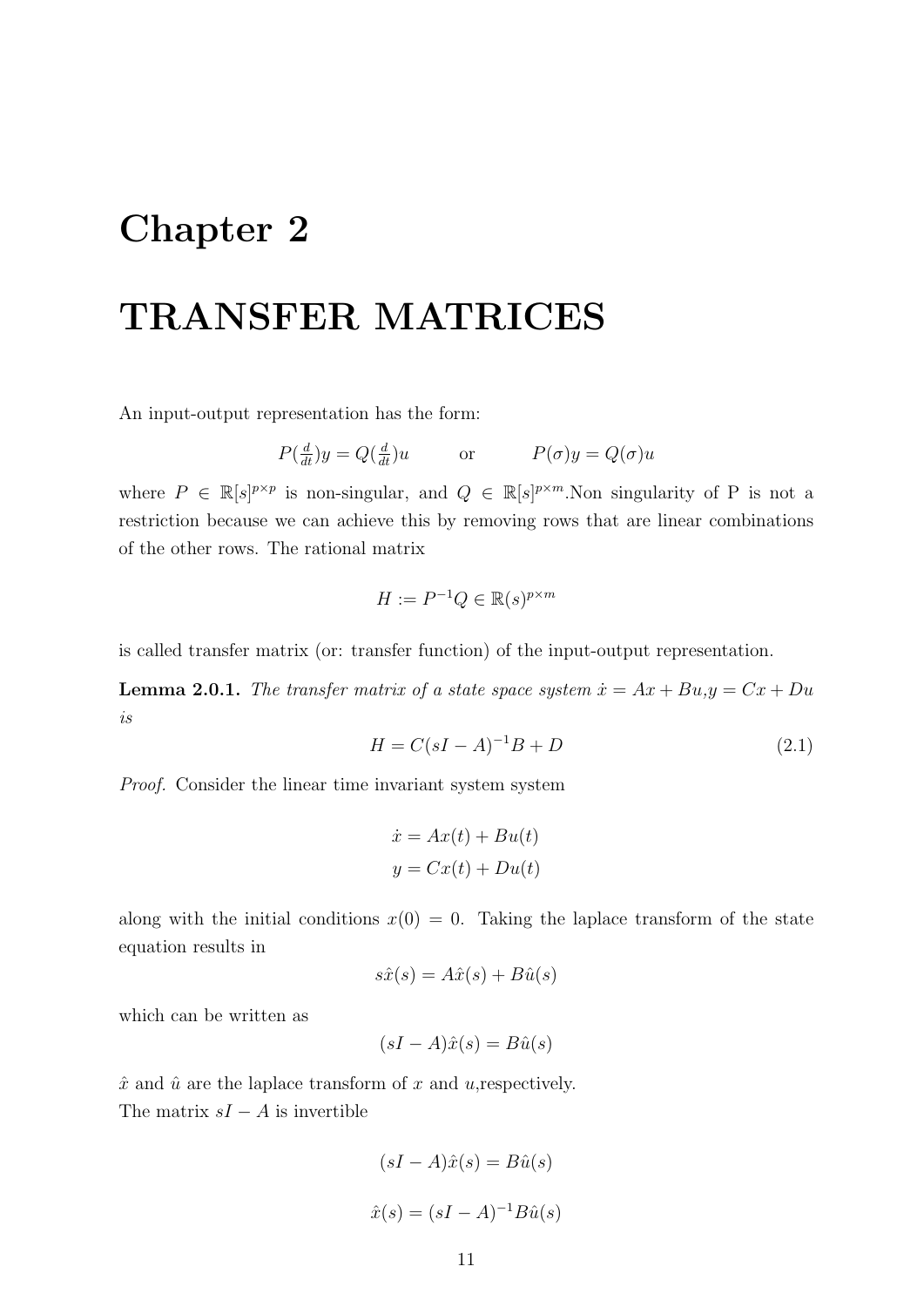# Chapter 2

# TRANSFER MATRICES

An input-output representation has the form:

$$P(\tfrac{d}{dt})y = Q(\tfrac{d}{dt})u \qquad \text{or} \qquad P(\sigma)y = Q(\sigma)u$$

where $P \in \mathbb{R}[s]^{p\times p}$ is non-singular, and $Q \in \mathbb{R}[s]^{p\times m}$.Non singularity of P is not a restriction because we can achieve this by removing rows that are linear combinations of the other rows. The rational matrix

$$H := P^{-1}Q \in \mathbb{R}(s)^{p\times m}$$

is called transfer matrix (or: transfer function) of the input-output representation.

**Lemma 2.0.1.** *The transfer matrix of a state space system $\dot{x} = Ax + Bu$,$y = Cx + Du$ is*

$$H = C(sI - A)^{-1}B + D \tag{2.1}$$

*Proof.* Consider the linear time invariant system system

$$\dot{x} = Ax(t) + Bu(t)$$
$$y = Cx(t) + Du(t)$$

along with the initial conditions $x(0) = 0$. Taking the laplace transform of the state equation results in

$$s\hat{x}(s) = A\hat{x}(s) + B\hat{u}(s)$$

which can be written as

$$(sI - A)\hat{x}(s) = B\hat{u}(s)$$

$\hat{x}$ and $\hat{u}$ are the laplace transform of $x$ and $u$,respectively.
The matrix $sI - A$ is invertible

$$(sI - A)\hat{x}(s) = B\hat{u}(s)$$

$$\hat{x}(s) = (sI - A)^{-1}B\hat{u}(s)$$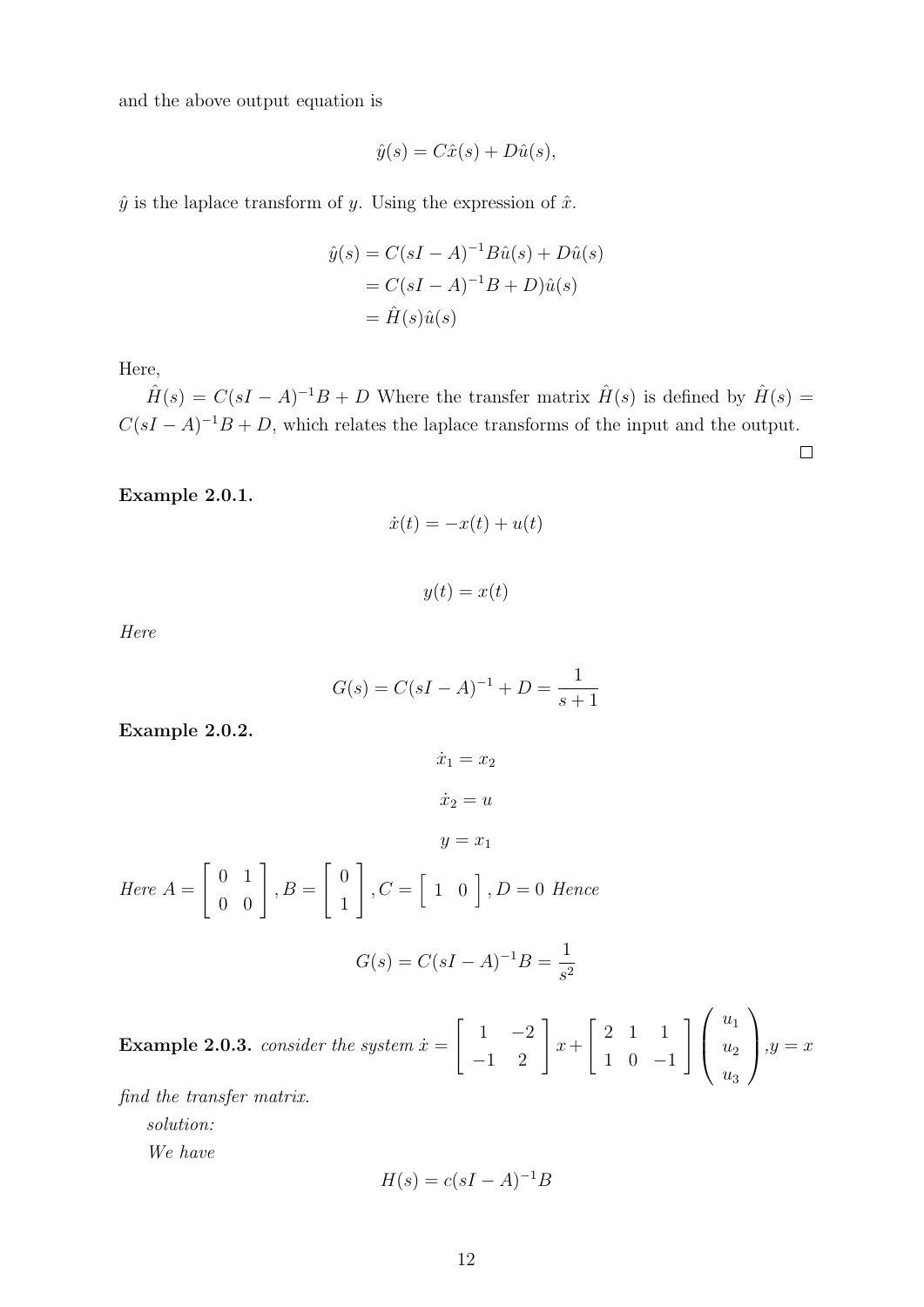and the above output equation is

$$\hat{y}(s) = C\hat{x}(s) + D\hat{u}(s),$$

$\hat{y}$ is the laplace transform of $y$. Using the expression of $\hat{x}$.

$$\begin{aligned}
\hat{y}(s) &= C(sI - A)^{-1}B\hat{u}(s) + D\hat{u}(s) \\
&= C(sI - A)^{-1}B + D)\hat{u}(s) \\
&= \hat{H}(s)\hat{u}(s)
\end{aligned}$$

Here,

$\hat{H}(s) = C(sI - A)^{-1}B + D$ Where the transfer matrix $\hat{H}(s)$ is defined by $\hat{H}(s) = C(sI - A)^{-1}B + D$, which relates the laplace transforms of the input and the output.

□

**Example 2.0.1.**

$$\dot{x}(t) = -x(t) + u(t)$$

$$y(t) = x(t)$$

*Here*

$$G(s) = C(sI - A)^{-1} + D = \frac{1}{s+1}$$

**Example 2.0.2.**

$$\dot{x}_1 = x_2$$

$$\dot{x}_2 = u$$

$$y = x_1$$

*Here* $A = \begin{bmatrix} 0 & 1 \\ 0 & 0 \end{bmatrix}, B = \begin{bmatrix} 0 \\ 1 \end{bmatrix}, C = \begin{bmatrix} 1 & 0 \end{bmatrix}, D = 0$ *Hence*

$$G(s) = C(sI - A)^{-1}B = \frac{1}{s^2}$$

**Example 2.0.3.** *consider the system* $\dot{x} = \begin{bmatrix} 1 & -2 \\ -1 & 2 \end{bmatrix} x + \begin{bmatrix} 2 & 1 & 1 \\ 1 & 0 & -1 \end{bmatrix} \begin{pmatrix} u_1 \\ u_2 \\ u_3 \end{pmatrix}, y = x$

*find the transfer matrix.*

*solution:*

*We have*

$$H(s) = c(sI - A)^{-1}B$$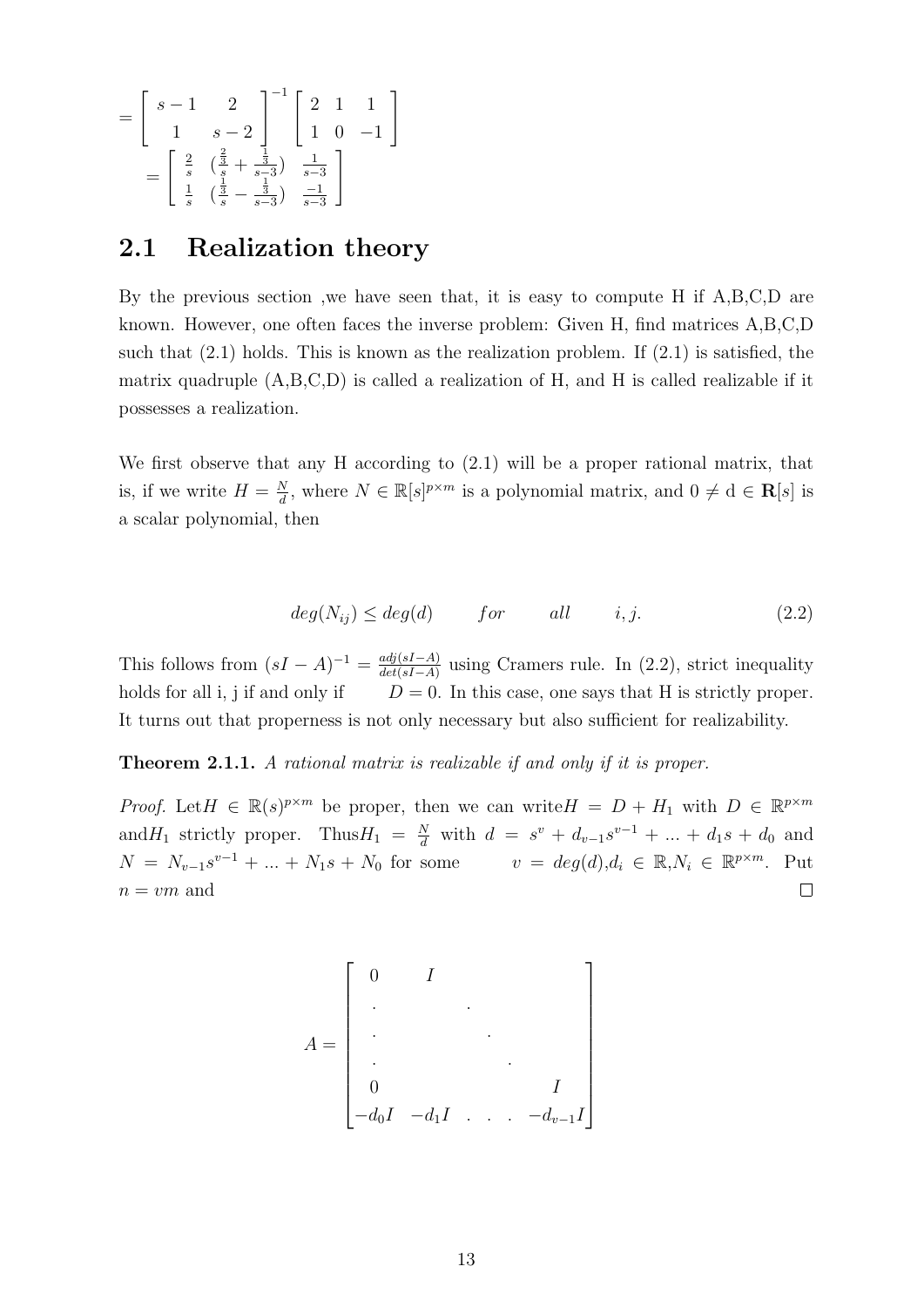$$= \begin{bmatrix} s-1 & 2 \\ 1 & s-2 \end{bmatrix}^{-1} \begin{bmatrix} 2 & 1 & 1 \\ 1 & 0 & -1 \end{bmatrix}$$

$$= \begin{bmatrix} \frac{2}{s} & (\frac{\frac{2}{3}}{s} + \frac{\frac{1}{3}}{s-3}) & \frac{1}{s-3} \\ \frac{1}{s} & (\frac{\frac{1}{3}}{s} - \frac{\frac{1}{3}}{s-3}) & \frac{-1}{s-3} \end{bmatrix}$$

## 2.1 Realization theory

By the previous section ,we have seen that, it is easy to compute H if A,B,C,D are known. However, one often faces the inverse problem: Given H, find matrices A,B,C,D such that (2.1) holds. This is known as the realization problem. If (2.1) is satisfied, the matrix quadruple (A,B,C,D) is called a realization of H, and H is called realizable if it possesses a realization.

We first observe that any H according to (2.1) will be a proper rational matrix, that is, if we write $H = \frac{N}{d}$, where $N \in \mathbb{R}[s]^{p \times m}$ is a polynomial matrix, and $0 \neq$ d $\in \mathbf{R}[s]$ is a scalar polynomial, then

$$deg(N_{ij}) \leq deg(d) \qquad for \qquad all \qquad i, j. \tag{2.2}$$

This follows from $(sI - A)^{-1} = \frac{adj(sI-A)}{det(sI-A)}$ using Cramers rule. In (2.2), strict inequality holds for all i, j if and only if $D = 0$. In this case, one says that H is strictly proper. It turns out that properness is not only necessary but also sufficient for realizability.

**Theorem 2.1.1.** *A rational matrix is realizable if and only if it is proper.*

*Proof.* Let$H \in \mathbb{R}(s)^{p \times m}$ be proper, then we can write$H = D + H_1$ with $D \in \mathbb{R}^{p \times m}$ and$H_1$ strictly proper. Thus$H_1 = \frac{N}{d}$ with $d = s^v + d_{v-1}s^{v-1} + ... + d_1 s + d_0$ and $N = N_{v-1}s^{v-1} + ... + N_1 s + N_0$ for some $v = deg(d)$,$d_i \in \mathbb{R}$,$N_i \in \mathbb{R}^{p \times m}$. Put $n = vm$ and □

$$A = \begin{bmatrix} 0 & I & & & \\ . & & . & & \\ . & & & . & \\ . & & & & . \\ 0 & & & & I \\ -d_0 I & -d_1 I & . & . & . & -d_{v-1} I \end{bmatrix}$$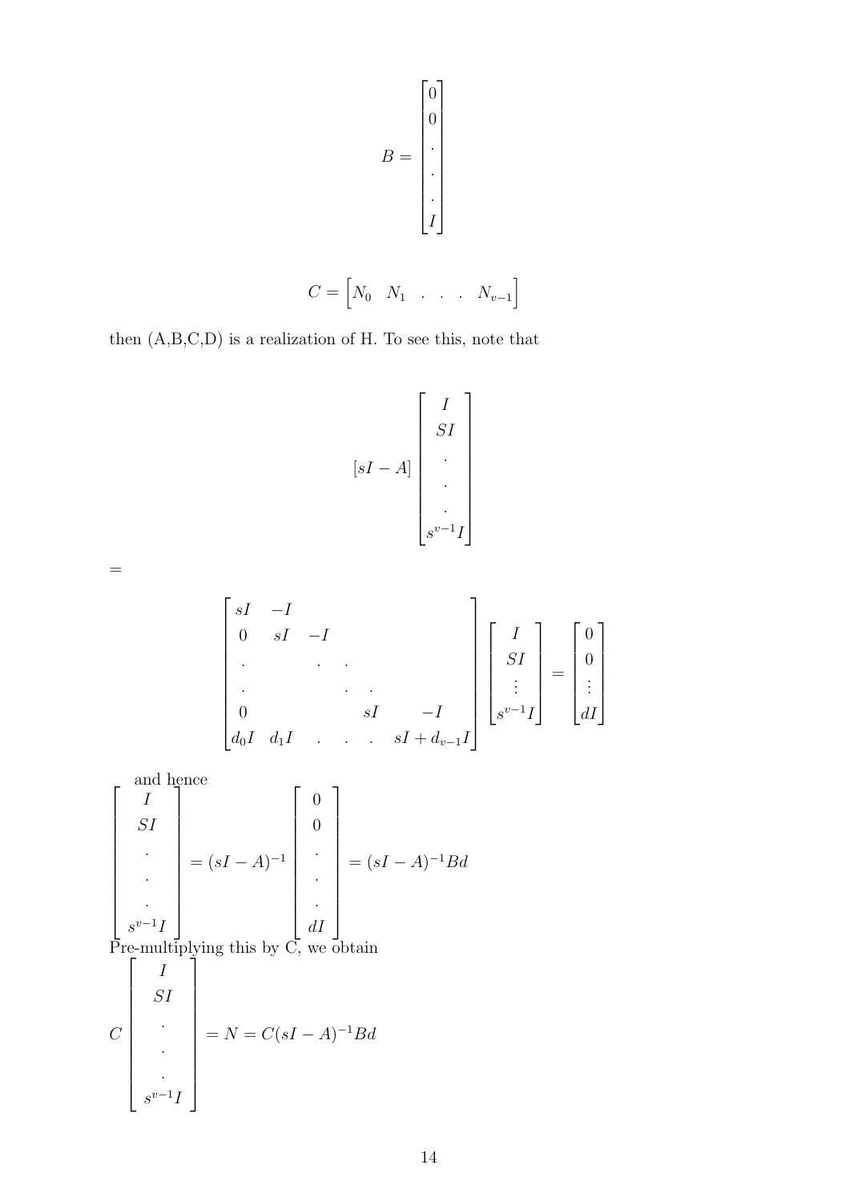$$B = \begin{bmatrix} 0 \\ 0 \\ . \\ . \\ . \\ I \end{bmatrix}$$

$$C = \begin{bmatrix} N_0 & N_1 & . & . & . & N_{v-1} \end{bmatrix}$$

then (A,B,C,D) is a realization of H. To see this, note that

$$[sI - A] \begin{bmatrix} I \\ SI \\ . \\ . \\ . \\ s^{v-1}I \end{bmatrix}$$

=

$$\begin{bmatrix} sI & -I & & & & \\ 0 & sI & -I & & & \\ . & & . & . & & \\ . & & & . & . & \\ 0 & & & & sI & -I \\ d_0 I & d_1 I & . & . & . & sI + d_{v-1} I \end{bmatrix} \begin{bmatrix} I \\ SI \\ \vdots \\ s^{v-1}I \end{bmatrix} = \begin{bmatrix} 0 \\ 0 \\ \vdots \\ dI \end{bmatrix}$$

and hence

$$\begin{bmatrix} I \\ SI \\ . \\ . \\ . \\ s^{v-1}I \end{bmatrix} = (sI - A)^{-1} \begin{bmatrix} 0 \\ 0 \\ . \\ . \\ . \\ dI \end{bmatrix} = (sI - A)^{-1} B d$$

Pre-multiplying this by C, we obtain

$$C \begin{bmatrix} I \\ SI \\ . \\ . \\ . \\ s^{v-1}I \end{bmatrix} = N = C(sI - A)^{-1} B d$$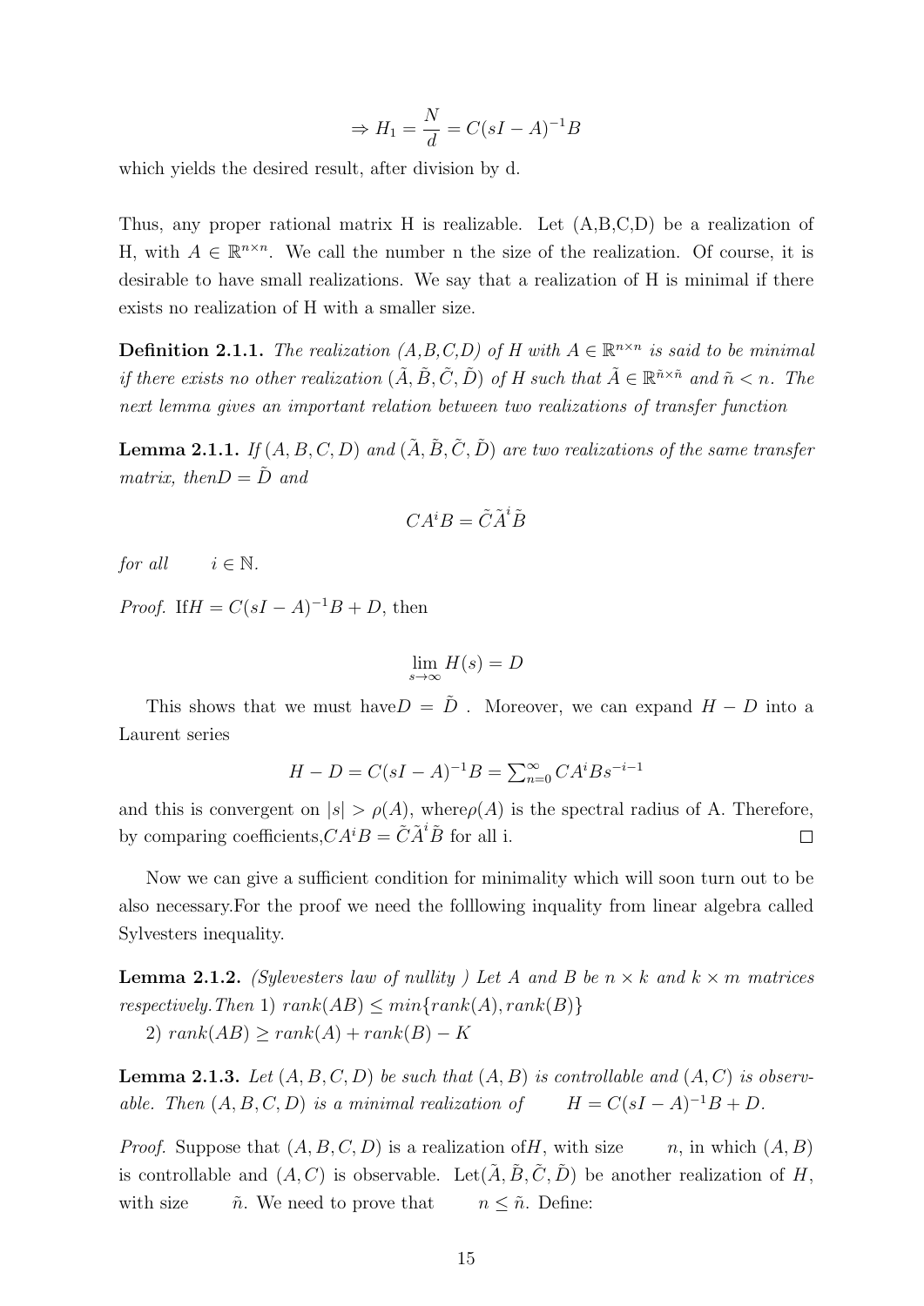$$\Rightarrow H_1 = \frac{N}{d} = C(sI - A)^{-1}B$$

which yields the desired result, after division by d.

Thus, any proper rational matrix H is realizable. Let (A,B,C,D) be a realization of H, with $A \in \mathbb{R}^{n \times n}$. We call the number n the size of the realization. Of course, it is desirable to have small realizations. We say that a realization of H is minimal if there exists no realization of H with a smaller size.

**Definition 2.1.1.** *The realization (A,B,C,D) of H with $A \in \mathbb{R}^{n \times n}$ is said to be minimal if there exists no other realization $(\tilde{A}, \tilde{B}, \tilde{C}, \tilde{D})$ of H such that $\tilde{A} \in \mathbb{R}^{\tilde{n} \times \tilde{n}}$ and $\tilde{n} < n$. The next lemma gives an important relation between two realizations of transfer function*

**Lemma 2.1.1.** *If $(A, B, C, D)$ and $(\tilde{A}, \tilde{B}, \tilde{C}, \tilde{D})$ are two realizations of the same transfer matrix, then$D = \tilde{D}$ and*

$$CA^iB = \tilde{C}\tilde{A}^i\tilde{B}$$

*for all* $\quad i \in \mathbb{N}$.

*Proof.* If$H = C(sI - A)^{-1}B + D$, then

$$\lim_{s \to \infty} H(s) = D$$

This shows that we must have$D = \tilde{D}$ . Moreover, we can expand $H - D$ into a Laurent series

$$H - D = C(sI - A)^{-1}B = \textstyle\sum_{n=0}^{\infty} CA^iBs^{-i-1}$$

and this is convergent on $|s| > \rho(A)$, where$\rho(A)$ is the spectral radius of A. Therefore, by comparing coefficients,$CA^iB = \tilde{C}\tilde{A}^i\tilde{B}$ for all i. □

Now we can give a sufficient condition for minimality which will soon turn out to be also necessary.For the proof we need the folllowing inquality from linear algebra called Sylvesters inequality.

**Lemma 2.1.2.** *(Sylevesters law of nullity ) Let A and B be $n \times k$ and $k \times m$ matrices respectively.Then* 1) *$rank(AB) \leq min\{rank(A), rank(B)\}$*

2) *$rank(AB) \geq rank(A) + rank(B) - K$*

**Lemma 2.1.3.** *Let $(A, B, C, D)$ be such that $(A, B)$ is controllable and $(A, C)$ is observable. Then $(A, B, C, D)$ is a minimal realization of* $\quad H = C(sI - A)^{-1}B + D$.

*Proof.* Suppose that $(A, B, C, D)$ is a realization of$H$, with size $\quad n$, in which $(A, B)$ is controllable and $(A, C)$ is observable. Let$(\tilde{A}, \tilde{B}, \tilde{C}, \tilde{D})$ be another realization of $H$, with size $\quad \tilde{n}$. We need to prove that $\quad n \leq \tilde{n}$. Define: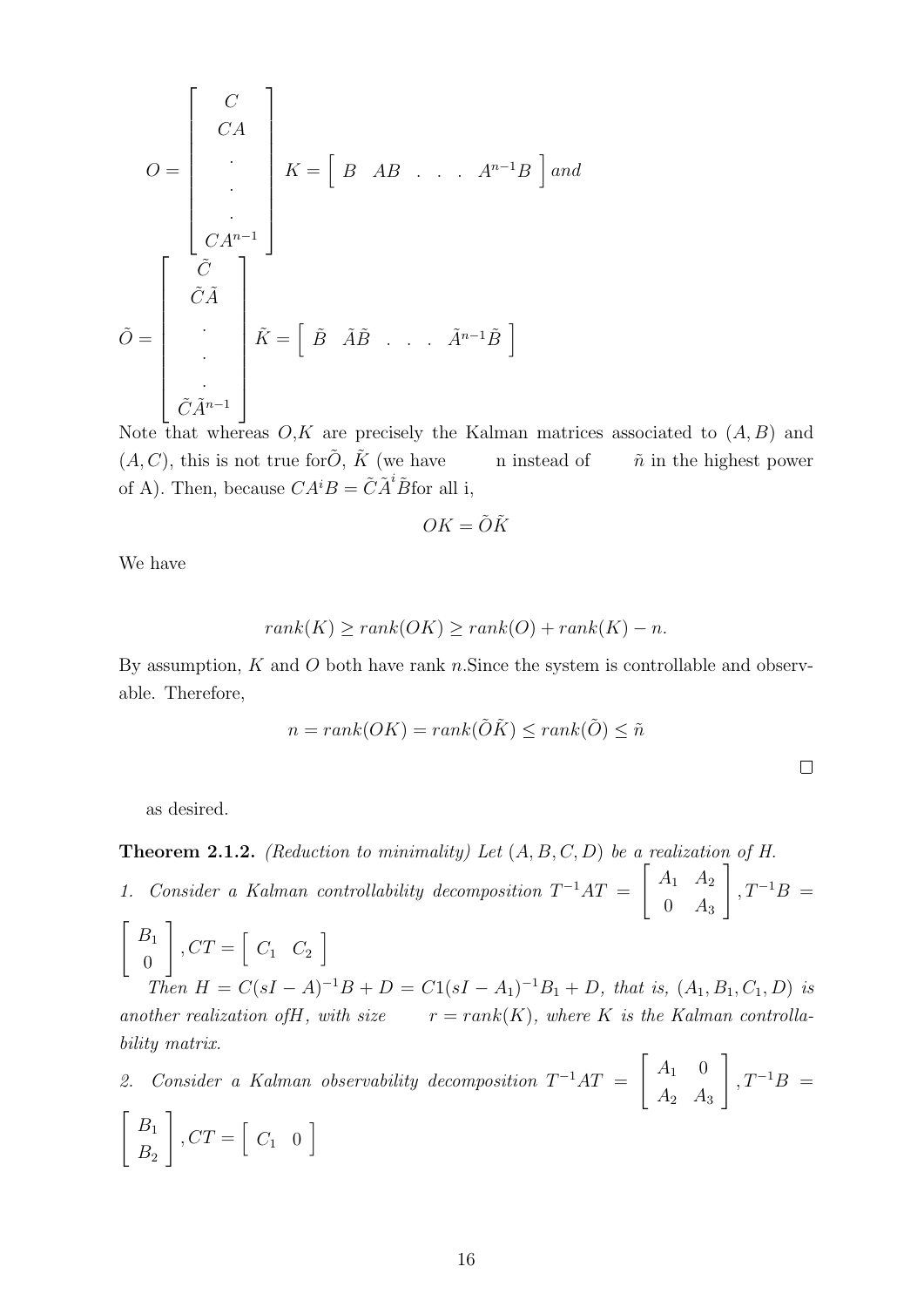$$O = \begin{bmatrix} C \\ CA \\ . \\ . \\ . \\ CA^{n-1} \end{bmatrix} K = \begin{bmatrix} B & AB & . & . & . & A^{n-1}B \end{bmatrix} and$$

$$\tilde{O} = \begin{bmatrix} \tilde{C} \\ \tilde{C}\tilde{A} \\ . \\ . \\ . \\ \tilde{C}\tilde{A}^{n-1} \end{bmatrix} \tilde{K} = \begin{bmatrix} \tilde{B} & \tilde{A}\tilde{B} & . & . & . & \tilde{A}^{n-1}\tilde{B} \end{bmatrix}$$

Note that whereas $O$,$K$ are precisely the Kalman matrices associated to $(A, B)$ and $(A, C)$, this is not true for$\tilde{O}$, $\tilde{K}$ (we have n instead of $\tilde{n}$ in the highest power of A). Then, because $CA^iB = \tilde{C}\tilde{A}^i\tilde{B}$for all i,

$$OK = \tilde{O}\tilde{K}$$

We have

$$rank(K) \geq rank(OK) \geq rank(O) + rank(K) - n.$$

By assumption, $K$ and $O$ both have rank $n$.Since the system is controllable and observable. Therefore,

$$n = rank(OK) = rank(\tilde{O}\tilde{K}) \leq rank(\tilde{O}) \leq \tilde{n}$$

□

as desired.

**Theorem 2.1.2.** *(Reduction to minimality) Let $(A, B, C, D)$ be a realization of $H$.*

*1. Consider a Kalman controllability decomposition $T^{-1}AT = \begin{bmatrix} A_1 & A_2 \\ 0 & A_3 \end{bmatrix}$, $T^{-1}B = \begin{bmatrix} B_1 \\ 0 \end{bmatrix}$, $CT = \begin{bmatrix} C_1 & C_2 \end{bmatrix}$*

*Then $H = C(sI - A)^{-1}B + D = C1(sI - A_1)^{-1}B_1 + D$, that is, $(A_1, B_1, C_1, D)$ is another realization of$H$, with size $r = rank(K)$, where $K$ is the Kalman controllability matrix.*

*2. Consider a Kalman observability decomposition $T^{-1}AT = \begin{bmatrix} A_1 & 0 \\ A_2 & A_3 \end{bmatrix}$, $T^{-1}B = \begin{bmatrix} B_1 \\ B_2 \end{bmatrix}$, $CT = \begin{bmatrix} C_1 & 0 \end{bmatrix}$*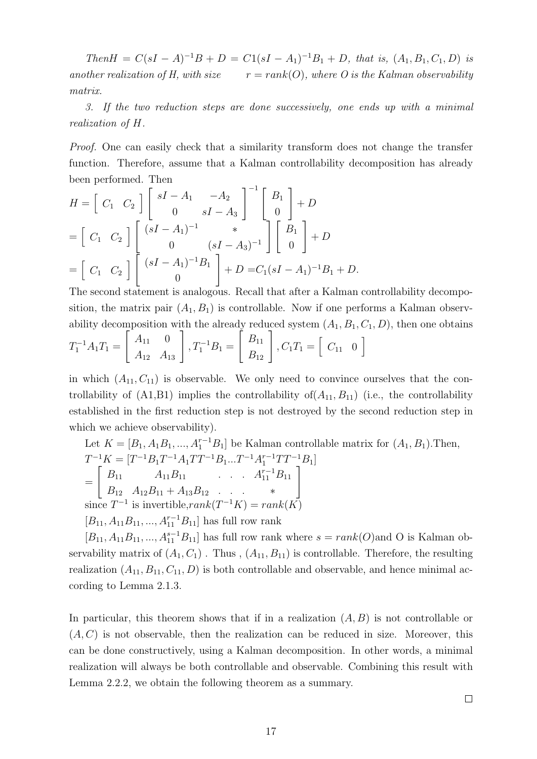*Then* $H = C(sI-A)^{-1}B + D = C1(sI-A_1)^{-1}B_1 + D$*, that is,* $(A_1, B_1, C_1, D)$ *is another realization of H, with size* $r = rank(O)$*, where O is the Kalman observability matrix.*

*3. If the two reduction steps are done successively, one ends up with a minimal realization of* $H$*.*

*Proof.* One can easily check that a similarity transform does not change the transfer function. Therefore, assume that a Kalman controllability decomposition has already been performed. Then

$$H = \begin{bmatrix} C_1 & C_2 \end{bmatrix} \begin{bmatrix} sI - A_1 & -A_2 \\ 0 & sI - A_3 \end{bmatrix}^{-1} \begin{bmatrix} B_1 \\ 0 \end{bmatrix} + D$$

$$= \begin{bmatrix} C_1 & C_2 \end{bmatrix} \begin{bmatrix} (sI - A_1)^{-1} & * \\ 0 & (sI - A_3)^{-1} \end{bmatrix} \begin{bmatrix} B_1 \\ 0 \end{bmatrix} + D$$

$$= \begin{bmatrix} C_1 & C_2 \end{bmatrix} \begin{bmatrix} (sI - A_1)^{-1}B_1 \\ 0 \end{bmatrix} + D = C_1(sI - A_1)^{-1}B_1 + D.$$

The second statement is analogous. Recall that after a Kalman controllability decomposition, the matrix pair $(A_1, B_1)$ is controllable. Now if one performs a Kalman observability decomposition with the already reduced system $(A_1, B_1, C_1, D)$, then one obtains

$$T_1^{-1}A_1T_1 = \begin{bmatrix} A_{11} & 0 \\ A_{12} & A_{13} \end{bmatrix}, T_1^{-1}B_1 = \begin{bmatrix} B_{11} \\ B_{12} \end{bmatrix}, C_1T_1 = \begin{bmatrix} C_{11} & 0 \end{bmatrix}$$

in which $(A_{11}, C_{11})$ is observable. We only need to convince ourselves that the controllability of (A1,B1) implies the controllability of$(A_{11}, B_{11})$ (i.e., the controllability established in the first reduction step is not destroyed by the second reduction step in which we achieve observability).

Let $K = [B_1, A_1B_1, ..., A_1^{r-1}B_1]$ be Kalman controllable matrix for $(A_1, B_1)$.Then,

$T^{-1}K = [T^{-1}B_1 T^{-1}A_1TT^{-1}B_1 ... T^{-1}A_1^{r-1}TT^{-1}B_1]$

$$= \begin{bmatrix} B_{11} & A_{11}B_{11} & . \; . \; . & A_{11}^{r-1}B_{11} \\ B_{12} & A_{12}B_{11} + A_{13}B_{12} & . \; . \; . & * \end{bmatrix}$$

since $T^{-1}$ is invertible,$rank(T^{-1}K) = rank(K)$

$[B_{11}, A_{11}B_{11}, ..., A_{11}^{r-1}B_{11}]$ has full row rank

$[B_{11}, A_{11}B_{11}, ..., A_{11}^{s-1}B_{11}]$ has full row rank where $s = rank(O)$and O is Kalman observability matrix of $(A_1, C_1)$ . Thus , $(A_{11}, B_{11})$ is controllable. Therefore, the resulting realization $(A_{11}, B_{11}, C_{11}, D)$ is both controllable and observable, and hence minimal according to Lemma 2.1.3.

In particular, this theorem shows that if in a realization $(A, B)$ is not controllable or $(A, C)$ is not observable, then the realization can be reduced in size. Moreover, this can be done constructively, using a Kalman decomposition. In other words, a minimal realization will always be both controllable and observable. Combining this result with Lemma 2.2.2, we obtain the following theorem as a summary.

□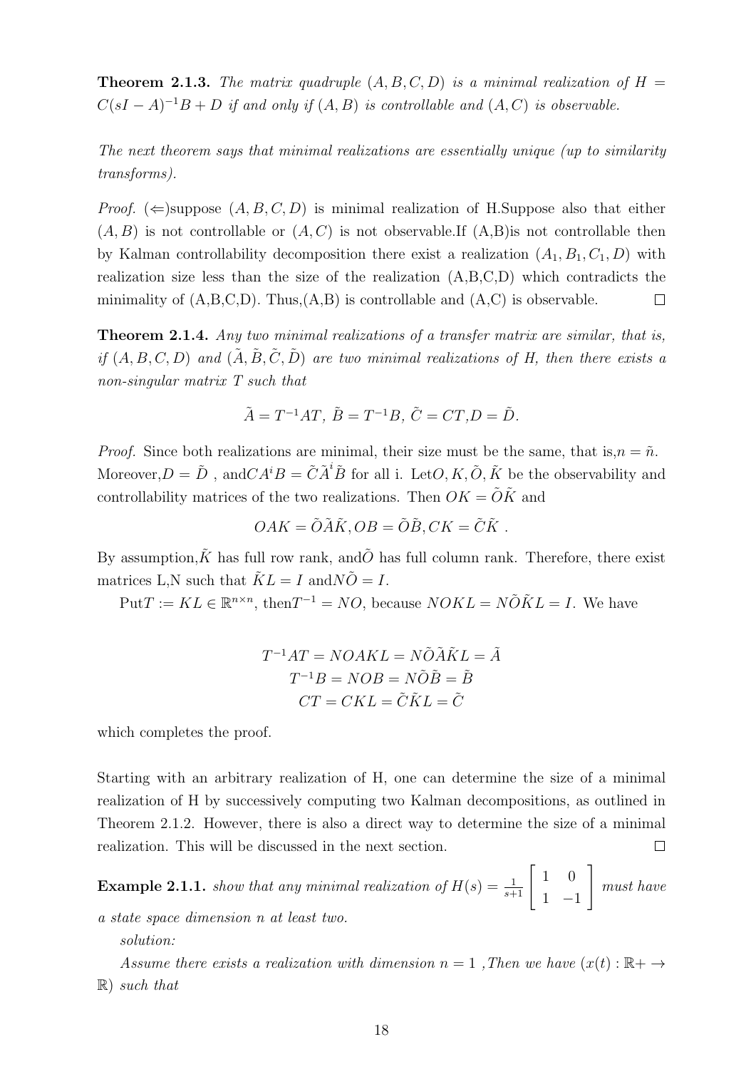**Theorem 2.1.3.** *The matrix quadruple $(A, B, C, D)$ is a minimal realization of $H = C(sI - A)^{-1}B + D$ if and only if $(A, B)$ is controllable and $(A, C)$ is observable.*

*The next theorem says that minimal realizations are essentially unique (up to similarity transforms).*

*Proof.* ($\Leftarrow$)suppose $(A, B, C, D)$ is minimal realization of H.Suppose also that either $(A, B)$ is not controllable or $(A, C)$ is not observable.If (A,B)is not controllable then by Kalman controllability decomposition there exist a realization $(A_1, B_1, C_1, D)$ with realization size less than the size of the realization (A,B,C,D) which contradicts the minimality of (A,B,C,D). Thus,(A,B) is controllable and (A,C) is observable. □

**Theorem 2.1.4.** *Any two minimal realizations of a transfer matrix are similar, that is, if $(A, B, C, D)$ and $(\tilde{A}, \tilde{B}, \tilde{C}, \tilde{D})$ are two minimal realizations of H, then there exists a non-singular matrix T such that*

$$\tilde{A} = T^{-1}AT,\ \tilde{B} = T^{-1}B,\ \tilde{C} = CT, D = \tilde{D}.$$

*Proof.* Since both realizations are minimal, their size must be the same, that is,$n = \tilde{n}$. Moreover,$D = \tilde{D}$ , and$CA^iB = \tilde{C}\tilde{A}^i\tilde{B}$ for all i. Let$O, K, \tilde{O}, \tilde{K}$ be the observability and controllability matrices of the two realizations. Then $OK = \tilde{O}\tilde{K}$ and

$$OAK = \tilde{O}\tilde{A}\tilde{K}, OB = \tilde{O}\tilde{B}, CK = \tilde{C}\tilde{K}\ .$$

By assumption,$\tilde{K}$ has full row rank, and$\tilde{O}$ has full column rank. Therefore, there exist matrices L,N such that $\tilde{K}L = I$ and$N\tilde{O} = I$.

Put$T := KL \in \mathbb{R}^{n\times n}$, then$T^{-1} = NO$, because $NOKL = N\tilde{O}\tilde{K}L = I$. We have

$$T^{-1}AT = NOAKL = N\tilde{O}\tilde{A}\tilde{K}L = \tilde{A}$$
$$T^{-1}B = NOB = N\tilde{O}\tilde{B} = \tilde{B}$$
$$CT = CKL = \tilde{C}\tilde{K}L = \tilde{C}$$

which completes the proof.

Starting with an arbitrary realization of H, one can determine the size of a minimal realization of H by successively computing two Kalman decompositions, as outlined in Theorem 2.1.2. However, there is also a direct way to determine the size of a minimal realization. This will be discussed in the next section. □

**Example 2.1.1.** *show that any minimal realization of $H(s) = \frac{1}{s+1}\begin{bmatrix} 1 & 0 \\ 1 & -1 \end{bmatrix}$ must have a state space dimension n at least two.*

*solution:*

*Assume there exists a realization with dimension $n = 1$ ,Then we have $(x(t) : \mathbb{R}+ \rightarrow \mathbb{R})$ such that*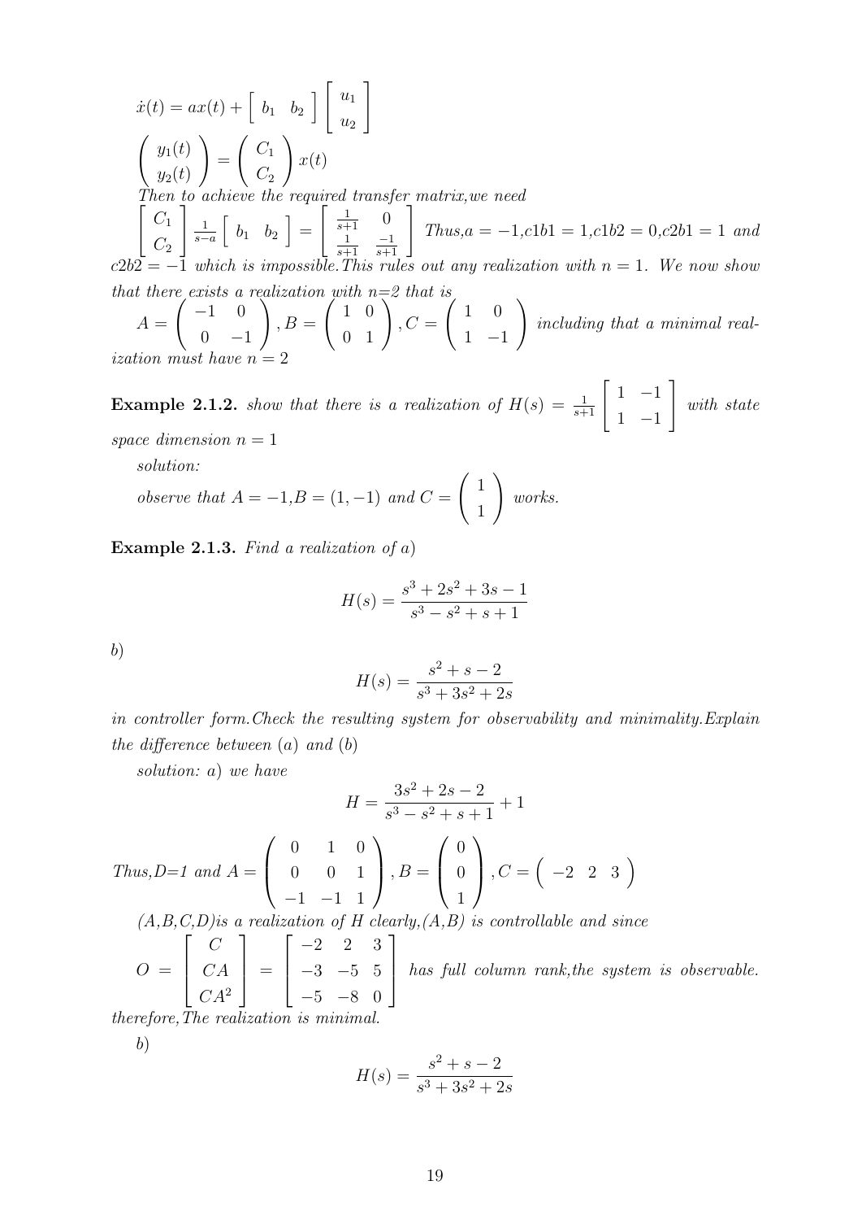$$\dot{x}(t) = ax(t) + \begin{bmatrix} b_1 & b_2 \end{bmatrix} \begin{bmatrix} u_1 \\ u_2 \end{bmatrix}$$

$$\begin{pmatrix} y_1(t) \\ y_2(t) \end{pmatrix} = \begin{pmatrix} C_1 \\ C_2 \end{pmatrix} x(t)$$

*Then to achieve the required transfer matrix,we need* $\begin{bmatrix} C_1 \\ C_2 \end{bmatrix} \frac{1}{s-a} \begin{bmatrix} b_1 & b_2 \end{bmatrix} = \begin{bmatrix} \frac{1}{s+1} & 0 \\ \frac{1}{s+1} & \frac{-1}{s+1} \end{bmatrix}$ *Thus,* $a = -1, c1b1 = 1, c1b2 = 0, c2b1 = 1$ *and* $c2b2 = -1$ *which is impossible.This rules out any realization with* $n = 1$*. We now show that there exists a realization with n=2 that is* $A = \begin{pmatrix} -1 & 0 \\ 0 & -1 \end{pmatrix}, B = \begin{pmatrix} 1 & 0 \\ 0 & 1 \end{pmatrix}, C = \begin{pmatrix} 1 & 0 \\ 1 & -1 \end{pmatrix}$ *including that a minimal realization must have* $n = 2$

**Example 2.1.2.** *show that there is a realization of* $H(s) = \frac{1}{s+1} \begin{bmatrix} 1 & -1 \\ 1 & -1 \end{bmatrix}$ *with state space dimension* $n = 1$

*solution:*

*observe that* $A = -1, B = (1, -1)$ *and* $C = \begin{pmatrix} 1 \\ 1 \end{pmatrix}$ *works.*

**Example 2.1.3.** *Find a realization of a)*

$$H(s) = \frac{s^3 + 2s^2 + 3s - 1}{s^3 - s^2 + s + 1}$$

*b)*

$$H(s) = \frac{s^2 + s - 2}{s^3 + 3s^2 + 2s}$$

*in controller form.Check the resulting system for observability and minimality.Explain the difference between (a) and (b)*

*solution: a) we have*

$$H = \frac{3s^2 + 2s - 2}{s^3 - s^2 + s + 1} + 1$$

*Thus,D=1 and* $A = \begin{pmatrix} 0 & 1 & 0 \\ 0 & 0 & 1 \\ -1 & -1 & 1 \end{pmatrix}, B = \begin{pmatrix} 0 \\ 0 \\ 1 \end{pmatrix}, C = \begin{pmatrix} -2 & 2 & 3 \end{pmatrix}$

*(A,B,C,D)is a realization of H clearly,(A,B) is controllable and since* $O = \begin{bmatrix} C \\ CA \\ CA^2 \end{bmatrix} = \begin{bmatrix} -2 & 2 & 3 \\ -3 & -5 & 5 \\ -5 & -8 & 0 \end{bmatrix}$ *has full column rank,the system is observable. therefore,The realization is minimal.*

*b)*

$$H(s) = \frac{s^2 + s - 2}{s^3 + 3s^2 + 2s}$$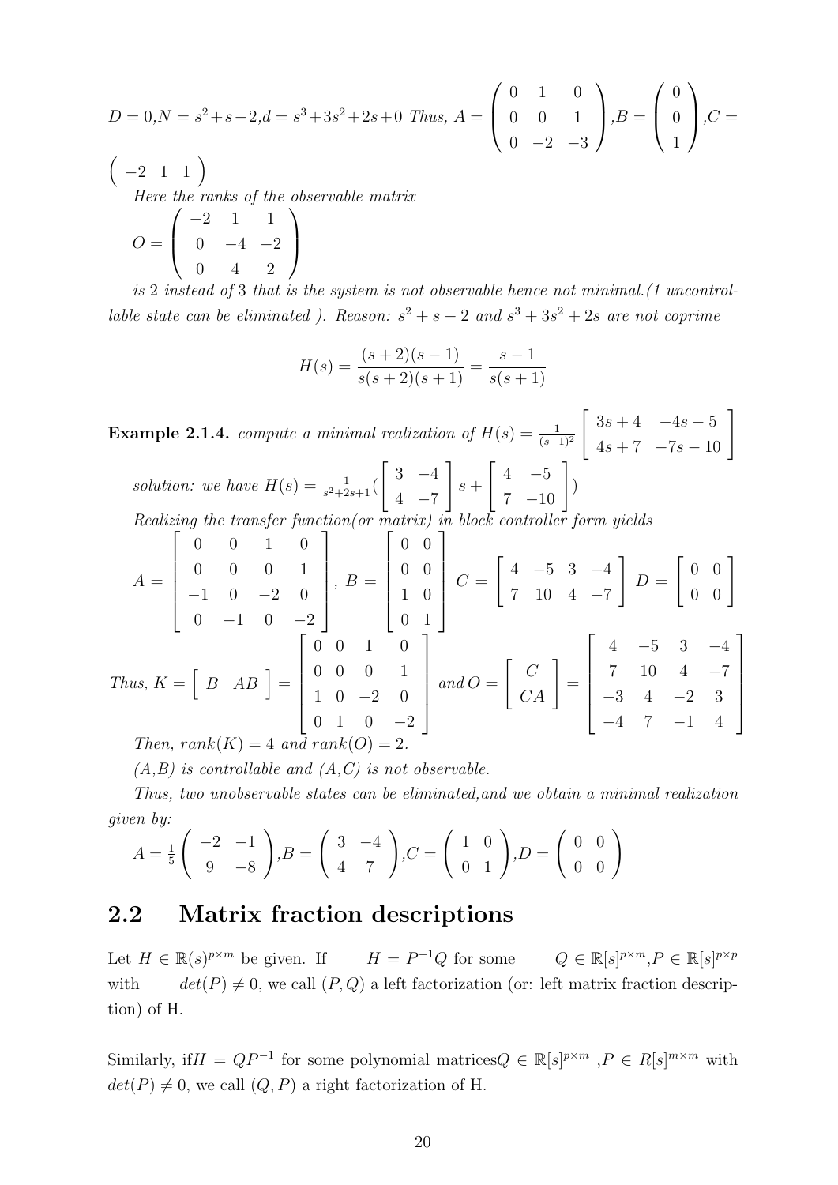$D = 0$,$N = s^2+s-2$,$d = s^3+3s^2+2s+0$ *Thus,* $A = \begin{pmatrix} 0 & 1 & 0 \\ 0 & 0 & 1 \\ 0 & -2 & -3 \end{pmatrix}$,$B = \begin{pmatrix} 0 \\ 0 \\ 1 \end{pmatrix}$,$C = \begin{pmatrix} -2 & 1 & 1 \end{pmatrix}$

*Here the ranks of the observable matrix*

$$O = \begin{pmatrix} -2 & 1 & 1 \\ 0 & -4 & -2 \\ 0 & 4 & 2 \end{pmatrix}$$

*is* 2 *instead of* 3 *that is the system is not observable hence not minimal.(1 uncontrollable state can be eliminated ). Reason:* $s^2+s-2$ *and* $s^3+3s^2+2s$ *are not coprime*

$$H(s) = \frac{(s+2)(s-1)}{s(s+2)(s+1)} = \frac{s-1}{s(s+1)}$$

**Example 2.1.4.** *compute a minimal realization of* $H(s) = \frac{1}{(s+1)^2}\begin{bmatrix} 3s+4 & -4s-5 \\ 4s+7 & -7s-10 \end{bmatrix}$

*solution: we have* $H(s) = \frac{1}{s^2+2s+1}(\begin{bmatrix} 3 & -4 \\ 4 & -7 \end{bmatrix}s + \begin{bmatrix} 4 & -5 \\ 7 & -10 \end{bmatrix})$

*Realizing the transfer function(or matrix) in block controller form yields*

$$A = \begin{bmatrix} 0 & 0 & 1 & 0 \\ 0 & 0 & 0 & 1 \\ -1 & 0 & -2 & 0 \\ 0 & -1 & 0 & -2 \end{bmatrix},\ B = \begin{bmatrix} 0 & 0 \\ 0 & 0 \\ 1 & 0 \\ 0 & 1 \end{bmatrix}\ C = \begin{bmatrix} 4 & -5 & 3 & -4 \\ 7 & 10 & 4 & -7 \end{bmatrix}\ D = \begin{bmatrix} 0 & 0 \\ 0 & 0 \end{bmatrix}$$

*Thus,* $K = \begin{bmatrix} B & AB \end{bmatrix} = \begin{bmatrix} 0 & 0 & 1 & 0 \\ 0 & 0 & 0 & 1 \\ 1 & 0 & -2 & 0 \\ 0 & 1 & 0 & -2 \end{bmatrix}$ *and* $O = \begin{bmatrix} C \\ CA \end{bmatrix} = \begin{bmatrix} 4 & -5 & 3 & -4 \\ 7 & 10 & 4 & -7 \\ -3 & 4 & -2 & 3 \\ -4 & 7 & -1 & 4 \end{bmatrix}$

*Then,* $rank(K) = 4$ *and* $rank(O) = 2$.

*(A,B) is controllable and (A,C) is not observable.*

*Thus, two unobservable states can be eliminated,and we obtain a minimal realization given by:*

$A = \frac{1}{5}\begin{pmatrix} -2 & -1 \\ 9 & -8 \end{pmatrix}$,$B = \begin{pmatrix} 3 & -4 \\ 4 & 7 \end{pmatrix}$,$C = \begin{pmatrix} 1 & 0 \\ 0 & 1 \end{pmatrix}$,$D = \begin{pmatrix} 0 & 0 \\ 0 & 0 \end{pmatrix}$

## 2.2 Matrix fraction descriptions

Let $H \in \mathbb{R}(s)^{p\times m}$ be given. If $H = P^{-1}Q$ for some $Q \in \mathbb{R}[s]^{p\times m}$,$P \in \mathbb{R}[s]^{p\times p}$ with $det(P) \neq 0$, we call $(P, Q)$ a left factorization (or: left matrix fraction description) of H.

Similarly, if $H = QP^{-1}$ for some polynomial matrices $Q \in \mathbb{R}[s]^{p\times m}$ ,$P \in R[s]^{m\times m}$ with $det(P) \neq 0$, we call $(Q, P)$ a right factorization of H.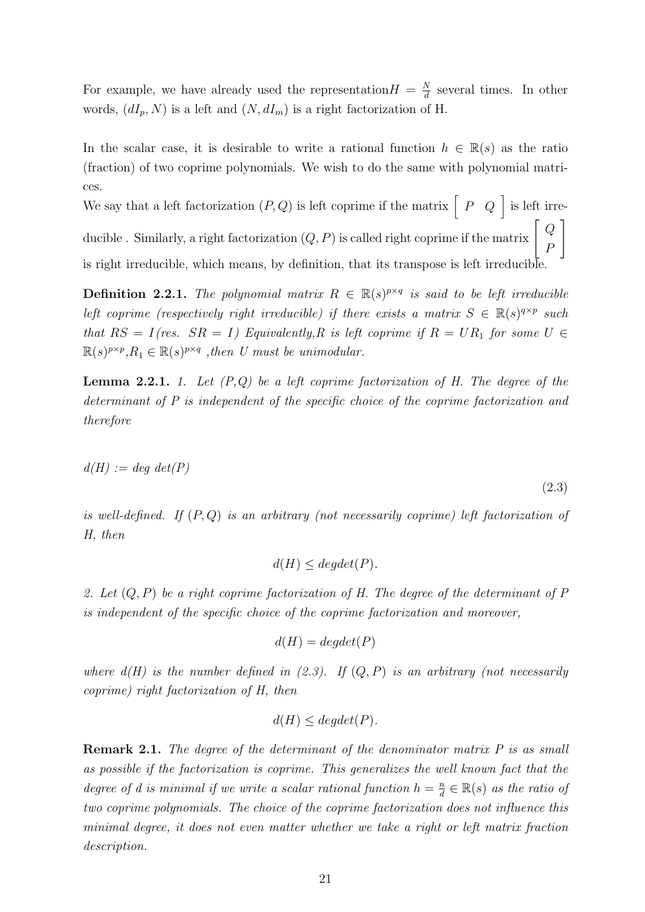For example, we have already used the representation$H = \frac{N}{d}$ several times. In other words, $(dI_p, N)$ is a left and $(N, dI_m)$ is a right factorization of H.

In the scalar case, it is desirable to write a rational function $h \in \mathbb{R}(s)$ as the ratio (fraction) of two coprime polynomials. We wish to do the same with polynomial matrices.

We say that a left factorization $(P, Q)$ is left coprime if the matrix $\begin{bmatrix} P & Q \end{bmatrix}$ is left irreducible . Similarly, a right factorization $(Q, P)$ is called right coprime if the matrix $\begin{bmatrix} Q \\ P \end{bmatrix}$ is right irreducible, which means, by definition, that its transpose is left irreducible.

**Definition 2.2.1.** *The polynomial matrix $R \in \mathbb{R}(s)^{p\times q}$ is said to be left irreducible left coprime (respectively right irreducible) if there exists a matrix $S \in \mathbb{R}(s)^{q\times p}$ such that $RS = I$ (res. $SR = I$) Equivalently,R is left coprime if $R = UR_1$ for some $U \in \mathbb{R}(s)^{p\times p}$,$R_1 \in \mathbb{R}(s)^{p\times q}$ ,then U must be unimodular.*

**Lemma 2.2.1.** *1. Let (P,Q) be a left coprime factorization of H. The degree of the determinant of P is independent of the specific choice of the coprime factorization and therefore*

$$d(H) := deg\ det(P) \tag{2.3}$$

*is well-defined. If (P,Q) is an arbitrary (not necessarily coprime) left factorization of H, then*

$$d(H) \leq degdet(P).$$

*2. Let $(Q, P)$ be a right coprime factorization of H. The degree of the determinant of P is independent of the specific choice of the coprime factorization and moreover,*

$$d(H) = degdet(P)$$

*where d(H) is the number defined in (2.3). If $(Q, P)$ is an arbitrary (not necessarily coprime) right factorization of H, then*

$$d(H) \leq degdet(P).$$

**Remark 2.1.** *The degree of the determinant of the denominator matrix P is as small as possible if the factorization is coprime. This generalizes the well known fact that the degree of d is minimal if we write a scalar rational function $h = \frac{n}{d} \in \mathbb{R}(s)$ as the ratio of two coprime polynomials. The choice of the coprime factorization does not influence this minimal degree, it does not even matter whether we take a right or left matrix fraction description.*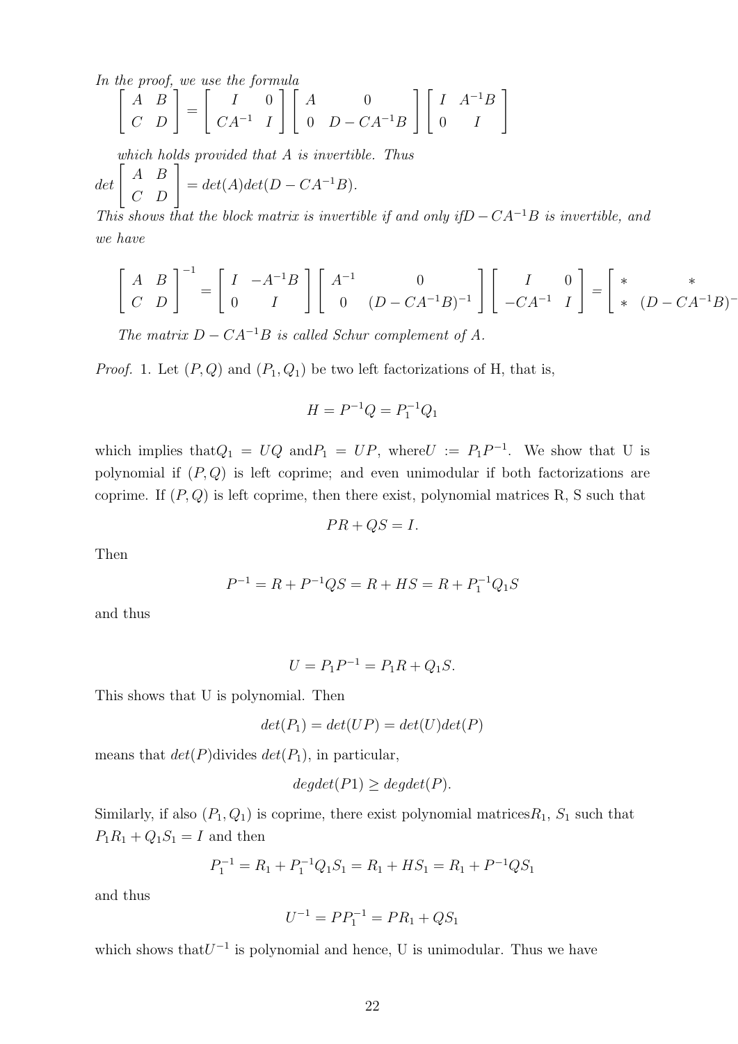*In the proof, we use the formula*

$$\begin{bmatrix} A & B \\ C & D \end{bmatrix} = \begin{bmatrix} I & 0 \\ CA^{-1} & I \end{bmatrix} \begin{bmatrix} A & 0 \\ 0 & D - CA^{-1}B \end{bmatrix} \begin{bmatrix} I & A^{-1}B \\ 0 & I \end{bmatrix}$$

*which holds provided that A is invertible. Thus*

$$det \begin{bmatrix} A & B \\ C & D \end{bmatrix} = det(A)det(D - CA^{-1}B).$$

*This shows that the block matrix is invertible if and only if* $D - CA^{-1}B$ *is invertible, and we have*

$$\begin{bmatrix} A & B \\ C & D \end{bmatrix}^{-1} = \begin{bmatrix} I & -A^{-1}B \\ 0 & I \end{bmatrix} \begin{bmatrix} A^{-1} & 0 \\ 0 & (D - CA^{-1}B)^{-1} \end{bmatrix} \begin{bmatrix} I & 0 \\ -CA^{-1} & I \end{bmatrix} = \begin{bmatrix} * & * \\ * & (D - CA^{-1}B)^{-1} \end{bmatrix}$$

*The matrix* $D - CA^{-1}B$ *is called Schur complement of A.*

*Proof.* 1. Let $(P, Q)$ and $(P_1, Q_1)$ be two left factorizations of H, that is,

$$H = P^{-1}Q = P_1^{-1}Q_1$$

which implies that $Q_1 = UQ$ and $P_1 = UP$, where $U := P_1P^{-1}$. We show that U is polynomial if $(P, Q)$ is left coprime; and even unimodular if both factorizations are coprime. If $(P, Q)$ is left coprime, then there exist, polynomial matrices R, S such that

$$PR + QS = I.$$

Then

$$P^{-1} = R + P^{-1}QS = R + HS = R + P_1^{-1}Q_1S$$

and thus

$$U = P_1P^{-1} = P_1R + Q_1S.$$

This shows that U is polynomial. Then

$$det(P_1) = det(UP) = det(U)det(P)$$

means that $det(P)$ divides $det(P_1)$, in particular,

$$degdet(P1) \geq degdet(P).$$

Similarly, if also $(P_1, Q_1)$ is coprime, there exist polynomial matrices $R_1$, $S_1$ such that $P_1R_1 + Q_1S_1 = I$ and then

$$P_1^{-1} = R_1 + P_1^{-1}Q_1S_1 = R_1 + HS_1 = R_1 + P^{-1}QS_1$$

and thus

$$U^{-1} = PP_1^{-1} = PR_1 + QS_1$$

which shows that $U^{-1}$ is polynomial and hence, U is unimodular. Thus we have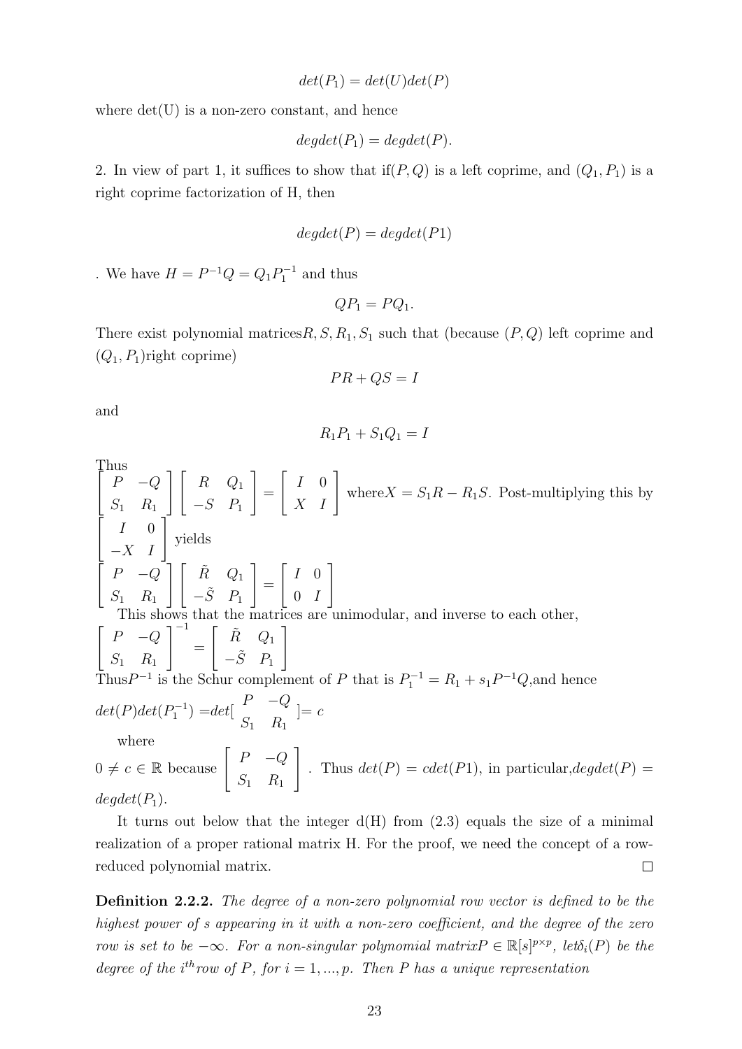$$det(P_1) = det(U)det(P)$$

where det(U) is a non-zero constant, and hence

$$degdet(P_1) = degdet(P).$$

2. In view of part 1, it suffices to show that if$(P, Q)$ is a left coprime, and $(Q_1, P_1)$ is a right coprime factorization of H, then

$$degdet(P) = degdet(P1)$$

. We have $H = P^{-1}Q = Q_1P_1^{-1}$ and thus

$$QP_1 = PQ_1.$$

There exist polynomial matrices$R, S, R_1, S_1$ such that (because $(P, Q)$ left coprime and $(Q_1, P_1)$right coprime)

$$PR + QS = I$$

and

$$R_1P_1 + S_1Q_1 = I$$

Thus
$\begin{bmatrix} P & -Q \\ S_1 & R_1 \end{bmatrix} \begin{bmatrix} R & Q_1 \\ -S & P_1 \end{bmatrix} = \begin{bmatrix} I & 0 \\ X & I \end{bmatrix}$ where$X = S_1R - R_1S$. Post-multiplying this by $\begin{bmatrix} I & 0 \\ -X & I \end{bmatrix}$ yields
$\begin{bmatrix} P & -Q \\ S_1 & R_1 \end{bmatrix} \begin{bmatrix} \tilde{R} & Q_1 \\ -\tilde{S} & P_1 \end{bmatrix} = \begin{bmatrix} I & 0 \\ 0 & I \end{bmatrix}$

This shows that the matrices are unimodular, and inverse to each other,
$\begin{bmatrix} P & -Q \\ S_1 & R_1 \end{bmatrix}^{-1} = \begin{bmatrix} \tilde{R} & Q_1 \\ -\tilde{S} & P_1 \end{bmatrix}$

Thus$P^{-1}$ is the Schur complement of $P$ that is $P_1^{-1} = R_1 + s_1P^{-1}Q$,and hence
$det(P)det(P_1^{-1}) = det[\begin{matrix} P & -Q \\ S_1 & R_1 \end{matrix}] = c$

where
$0 \neq c \in \mathbb{R}$ because $\begin{bmatrix} P & -Q \\ S_1 & R_1 \end{bmatrix}$. Thus $det(P) = cdet(P1)$, in particular,$degdet(P) = degdet(P_1)$.

It turns out below that the integer d(H) from (2.3) equals the size of a minimal realization of a proper rational matrix H. For the proof, we need the concept of a row-reduced polynomial matrix. □

**Definition 2.2.2.** *The degree of a non-zero polynomial row vector is defined to be the highest power of s appearing in it with a non-zero coefficient, and the degree of the zero row is set to be $-\infty$. For a non-singular polynomial matrix$P \in \mathbb{R}[s]^{p\times p}$, let$\delta_i(P)$ be the degree of the $i^{th}$row of $P$, for $i = 1, ..., p$. Then $P$ has a unique representation*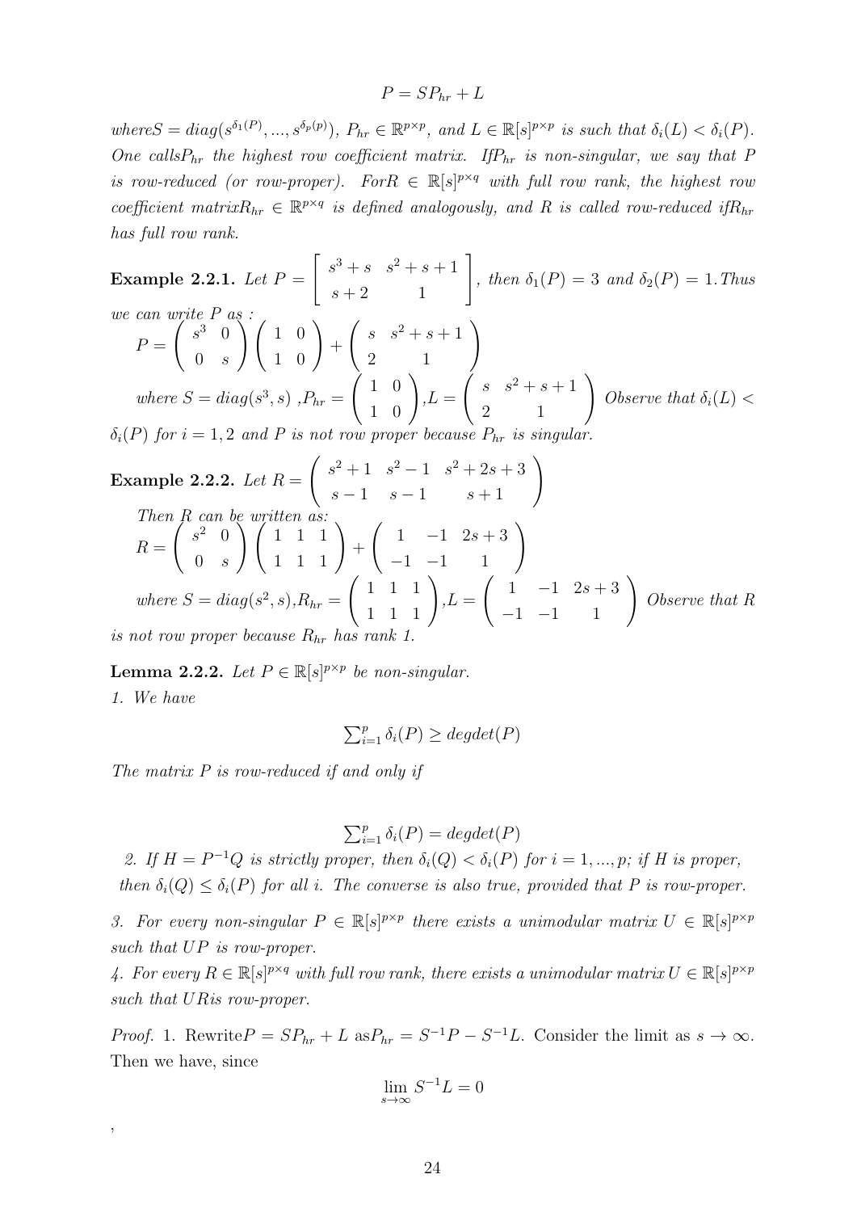$$P = SP_{hr} + L$$

*where* $S = diag(s^{\delta_1(P)}, ..., s^{\delta_p(p)})$, $P_{hr} \in \mathbb{R}^{p \times p}$, *and* $L \in \mathbb{R}[s]^{p \times p}$ *is such that* $\delta_i(L) < \delta_i(P)$. *One calls* $P_{hr}$ *the highest row coefficient matrix. If* $P_{hr}$ *is non-singular, we say that* $P$ *is row-reduced (or row-proper). For* $R \in \mathbb{R}[s]^{p \times q}$ *with full row rank, the highest row coefficient matrix* $R_{hr} \in \mathbb{R}^{p \times q}$ *is defined analogously, and* $R$ *is called row-reduced if* $R_{hr}$ *has full row rank.*

**Example 2.2.1.** *Let* $P = \begin{bmatrix} s^3 + s & s^2 + s + 1 \\ s + 2 & 1 \end{bmatrix}$, *then* $\delta_1(P) = 3$ *and* $\delta_2(P) = 1$. *Thus we can write* $P$ *as :*

$P = \begin{pmatrix} s^3 & 0 \\ 0 & s \end{pmatrix} \begin{pmatrix} 1 & 0 \\ 1 & 0 \end{pmatrix} + \begin{pmatrix} s & s^2 + s + 1 \\ 2 & 1 \end{pmatrix}$

*where* $S = diag(s^3, s)$ *,* $P_{hr} = \begin{pmatrix} 1 & 0 \\ 1 & 0 \end{pmatrix}$*,* $L = \begin{pmatrix} s & s^2 + s + 1 \\ 2 & 1 \end{pmatrix}$ *Observe that* $\delta_i(L) < \delta_i(P)$ *for* $i = 1, 2$ *and* $P$ *is not row proper because* $P_{hr}$ *is singular.*

**Example 2.2.2.** *Let* $R = \begin{pmatrix} s^2 + 1 & s^2 - 1 & s^2 + 2s + 3 \\ s - 1 & s - 1 & s + 1 \end{pmatrix}$

*Then* $R$ *can be written as:*

$R = \begin{pmatrix} s^2 & 0 \\ 0 & s \end{pmatrix} \begin{pmatrix} 1 & 1 & 1 \\ 1 & 1 & 1 \end{pmatrix} + \begin{pmatrix} 1 & -1 & 2s + 3 \\ -1 & -1 & 1 \end{pmatrix}$

*where* $S = diag(s^2, s)$*,* $R_{hr} = \begin{pmatrix} 1 & 1 & 1 \\ 1 & 1 & 1 \end{pmatrix}$*,* $L = \begin{pmatrix} 1 & -1 & 2s + 3 \\ -1 & -1 & 1 \end{pmatrix}$ *Observe that* $R$ *is not row proper because* $R_{hr}$ *has rank 1.*

**Lemma 2.2.2.** *Let* $P \in \mathbb{R}[s]^{p \times p}$ *be non-singular.*

*1. We have*

$$\sum_{i=1}^{p} \delta_i(P) \geq degdet(P)$$

*The matrix* $P$ *is row-reduced if and only if*

$$\sum_{i=1}^{p} \delta_i(P) = degdet(P)$$

*2. If* $H = P^{-1}Q$ *is strictly proper, then* $\delta_i(Q) < \delta_i(P)$ *for* $i = 1, ..., p$*; if* $H$ *is proper, then* $\delta_i(Q) \leq \delta_i(P)$ *for all* $i$*. The converse is also true, provided that* $P$ *is row-proper.*

*3. For every non-singular* $P \in \mathbb{R}[s]^{p \times p}$ *there exists a unimodular matrix* $U \in \mathbb{R}[s]^{p \times p}$ *such that* $UP$ *is row-proper.*

*4. For every* $R \in \mathbb{R}[s]^{p \times q}$ *with full row rank, there exists a unimodular matrix* $U \in \mathbb{R}[s]^{p \times p}$ *such that* $UR$ *is row-proper.*

*Proof.* 1. Rewrite $P = SP_{hr} + L$ as $P_{hr} = S^{-1}P - S^{-1}L$. Consider the limit as $s \to \infty$. Then we have, since

$$\lim_{s \to \infty} S^{-1}L = 0$$

,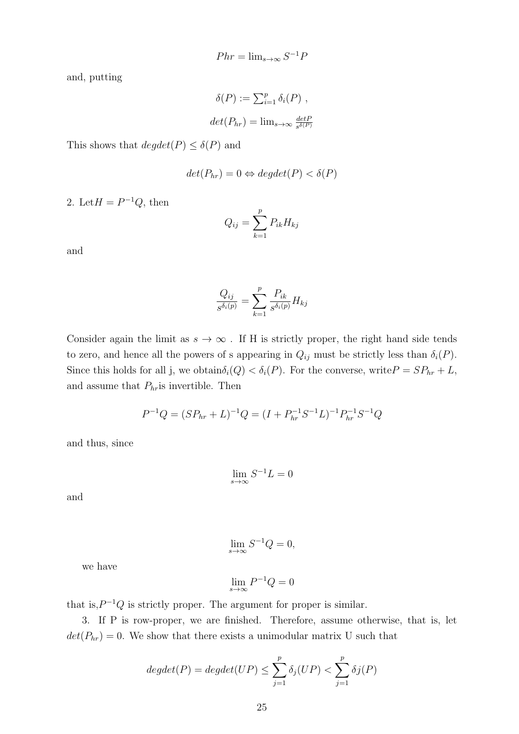$$Phr = \lim_{s\to\infty} S^{-1}P$$

and, putting

$$\delta(P) := \sum_{i=1}^{p} \delta_i(P) \ ,$$

$$det(P_{hr}) = \lim_{s\to\infty} \frac{detP}{s^{\delta(P)}}$$

This shows that $degdet(P) \leq \delta(P)$ and

$$det(P_{hr}) = 0 \Leftrightarrow degdet(P) < \delta(P)$$

2. Let$H = P^{-1}Q$, then

$$Q_{ij} = \sum_{k=1}^{p} P_{ik}H_{kj}$$

and

$$\frac{Q_{ij}}{s^{\delta_i(p)}} = \sum_{k=1}^{p} \frac{P_{ik}}{s^{\delta_i(p)}} H_{kj}$$

Consider again the limit as $s \to \infty$ . If H is strictly proper, the right hand side tends to zero, and hence all the powers of s appearing in $Q_{ij}$ must be strictly less than $\delta_i(P)$. Since this holds for all j, we obtain$\delta_i(Q) < \delta_i(P)$. For the converse, write$P = SP_{hr} + L$, and assume that $P_{hr}$is invertible. Then

$$P^{-1}Q = (SP_{hr} + L)^{-1}Q = (I + P_{hr}^{-1}S^{-1}L)^{-1}P_{hr}^{-1}S^{-1}Q$$

and thus, since

$$\lim_{s\to\infty} S^{-1}L = 0$$

and

$$\lim_{s\to\infty} S^{-1}Q = 0,$$

we have

$$\lim_{s\to\infty} P^{-1}Q = 0$$

that is,$P^{-1}Q$ is strictly proper. The argument for proper is similar.

3. If P is row-proper, we are finished. Therefore, assume otherwise, that is, let $det(P_{hr}) = 0$. We show that there exists a unimodular matrix U such that

$$degdet(P) = degdet(UP) \leq \sum_{j=1}^{p} \delta_j(UP) < \sum_{j=1}^{p} \delta j(P)$$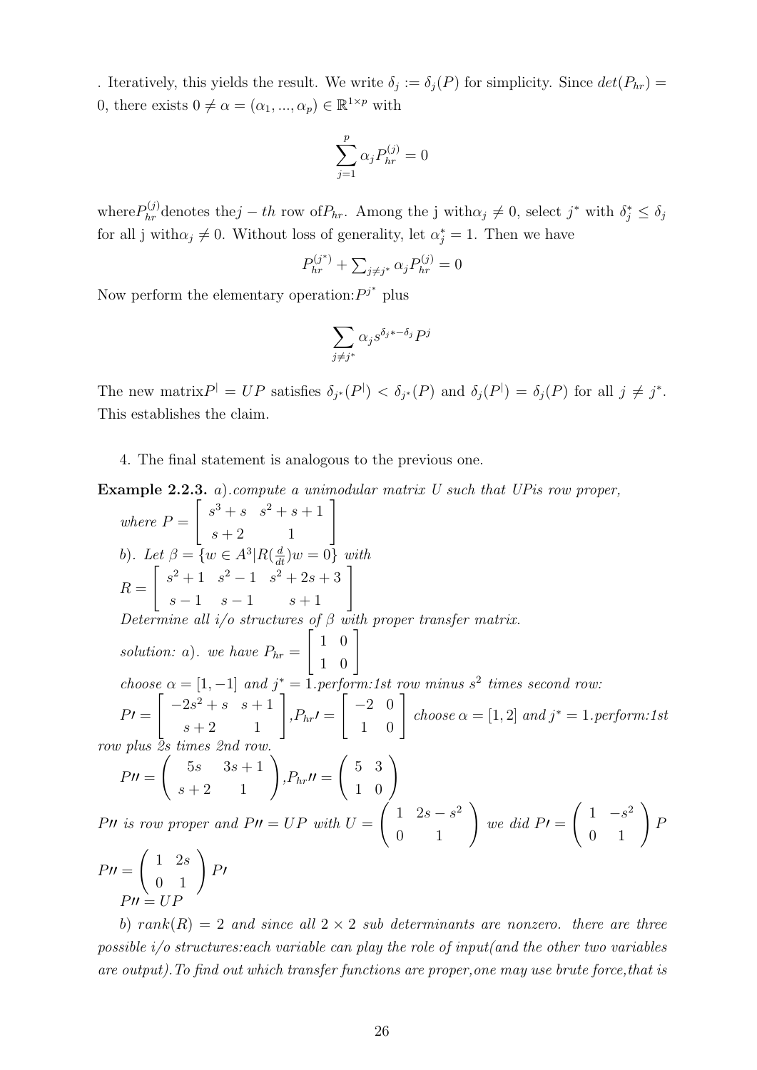. Iteratively, this yields the result. We write $\delta_j := \delta_j(P)$ for simplicity. Since $det(P_{hr}) = 0$, there exists $0 \neq \alpha = (\alpha_1, ..., \alpha_p) \in \mathbb{R}^{1\times p}$ with

$$\sum_{j=1}^{p} \alpha_j P_{hr}^{(j)} = 0$$

where$P_{hr}^{(j)}$denotes the$j-th$ row of$P_{hr}$. Among the j with$\alpha_j \neq 0$, select $j^*$ with $\delta_j^* \leq \delta_j$ for all j with$\alpha_j \neq 0$. Without loss of generality, let $\alpha_j^* = 1$. Then we have

$$P_{hr}^{(j^*)} + \sum_{j \neq j^*} \alpha_j P_{hr}^{(j)} = 0$$

Now perform the elementary operation:$P^{j^*}$ plus

$$\sum_{j \neq j^*} \alpha_j s^{\delta_j * - \delta_j} P^j$$

The new matrix$P^| = UP$ satisfies $\delta_{j^*}(P^|) < \delta_{j^*}(P)$ and $\delta_j(P^|) = \delta_j(P)$ for all $j \neq j^*$. This establishes the claim.

4. The final statement is analogous to the previous one.

**Example 2.2.3.** *a).compute a unimodular matrix U such that UPis row proper, where* $P = \begin{bmatrix} s^3+s & s^2+s+1 \\ s+2 & 1 \end{bmatrix}$

*b). Let* $\beta = \{w \in A^3 | R(\frac{d}{dt})w = 0\}$ *with*
$R = \begin{bmatrix} s^2+1 & s^2-1 & s^2+2s+3 \\ s-1 & s-1 & s+1 \end{bmatrix}$

*Determine all i/o structures of* $\beta$ *with proper transfer matrix.*

*solution: a). we have* $P_{hr} = \begin{bmatrix} 1 & 0 \\ 1 & 0 \end{bmatrix}$

*choose* $\alpha = [1, -1]$ *and* $j^* = 1$*.perform:1st row minus* $s^2$ *times second row:*

$P\prime = \begin{bmatrix} -2s^2+s & s+1 \\ s+2 & 1 \end{bmatrix}$,$P_{hr}\prime = \begin{bmatrix} -2 & 0 \\ 1 & 0 \end{bmatrix}$ *choose* $\alpha = [1, 2]$ *and* $j^* = 1$*.perform:1st row plus 2s times 2nd row.*

$P\prime\prime = \begin{pmatrix} 5s & 3s+1 \\ s+2 & 1 \end{pmatrix}$,$P_{hr}\prime\prime = \begin{pmatrix} 5 & 3 \\ 1 & 0 \end{pmatrix}$

$P\prime\prime$ *is row proper and* $P\prime\prime = UP$ *with* $U = \begin{pmatrix} 1 & 2s-s^2 \\ 0 & 1 \end{pmatrix}$ *we did* $P\prime = \begin{pmatrix} 1 & -s^2 \\ 0 & 1 \end{pmatrix} P$

$P\prime\prime = \begin{pmatrix} 1 & 2s \\ 0 & 1 \end{pmatrix} P\prime$

$P\prime\prime = UP$

*b)* $rank(R) = 2$ *and since all* $2 \times 2$ *sub determinants are nonzero. there are three possible i/o structures:each variable can play the role of input(and the other two variables are output).To find out which transfer functions are proper,one may use brute force,that is*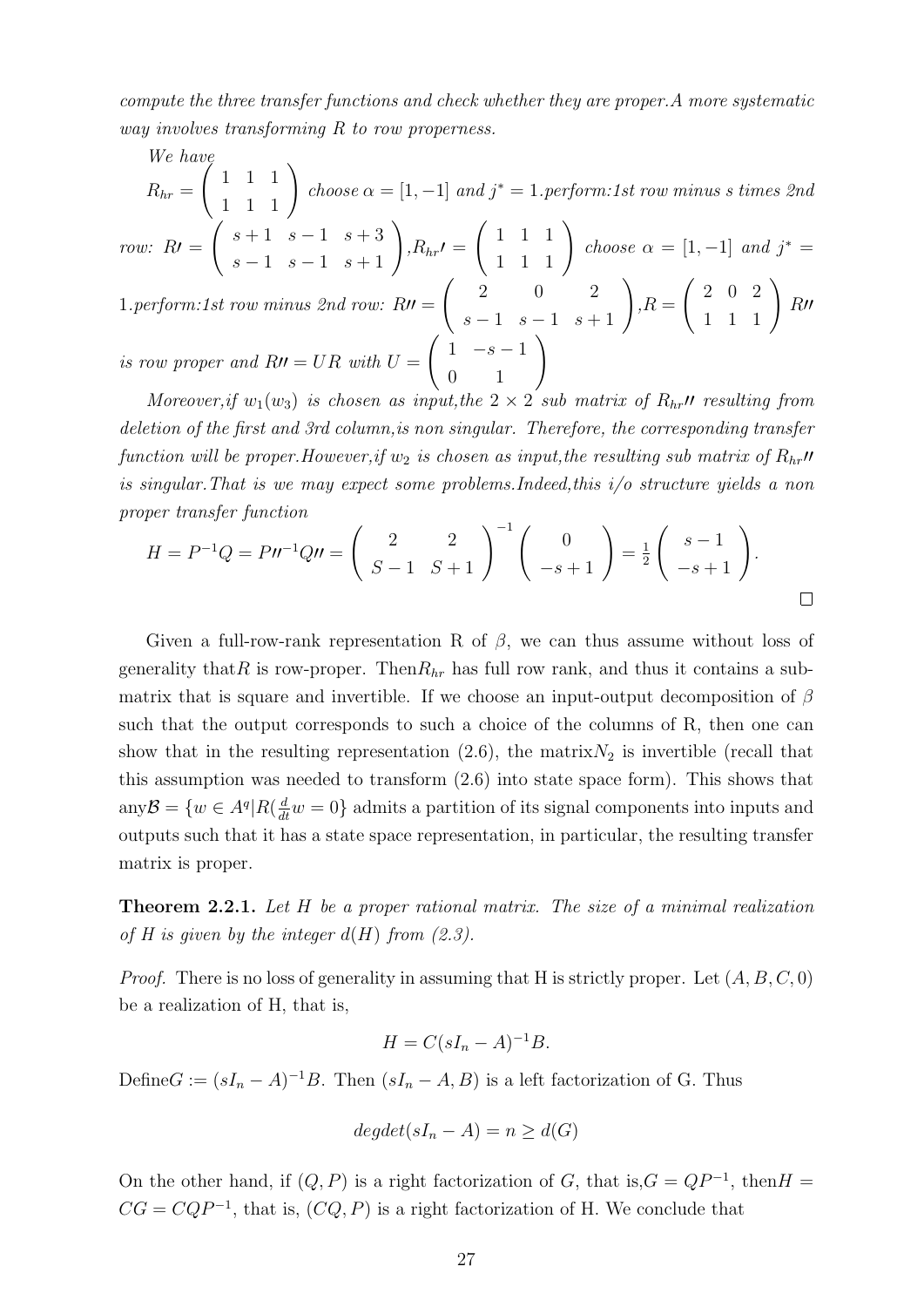*compute the three transfer functions and check whether they are proper. A more systematic way involves transforming R to row properness.*

*We have* $R_{hr} = \begin{pmatrix} 1 & 1 & 1 \\ 1 & 1 & 1 \end{pmatrix}$ *choose* $\alpha = [1, -1]$ *and* $j^* = 1$*.perform:1st row minus s times 2nd row:* $R\prime = \begin{pmatrix} s+1 & s-1 & s+3 \\ s-1 & s-1 & s+1 \end{pmatrix}$, $R_{hr}\prime = \begin{pmatrix} 1 & 1 & 1 \\ 1 & 1 & 1 \end{pmatrix}$ *choose* $\alpha = [1, -1]$ *and* $j^* = 1$*.perform:1st row minus 2nd row:* $R\prime\prime = \begin{pmatrix} 2 & 0 & 2 \\ s-1 & s-1 & s+1 \end{pmatrix}$, $R = \begin{pmatrix} 2 & 0 & 2 \\ 1 & 1 & 1 \end{pmatrix}$ $R\prime\prime$ *is row proper and* $R\prime\prime = UR$ *with* $U = \begin{pmatrix} 1 & -s-1 \\ 0 & 1 \end{pmatrix}$

*Moreover, if* $w_1(w_3)$ *is chosen as input, the* $2 \times 2$ *sub matrix of* $R_{hr}\prime\prime$ *resulting from deletion of the first and 3rd column, is non singular. Therefore, the corresponding transfer function will be proper. However, if* $w_2$ *is chosen as input, the resulting sub matrix of* $R_{hr}\prime\prime$ *is singular. That is we may expect some problems. Indeed, this i/o structure yields a non proper transfer function*

$$H = P^{-1}Q = P\prime\prime^{-1}Q\prime\prime = \begin{pmatrix} 2 & 2 \\ S-1 & S+1 \end{pmatrix}^{-1} \begin{pmatrix} 0 \\ -s+1 \end{pmatrix} = \tfrac{1}{2} \begin{pmatrix} s-1 \\ -s+1 \end{pmatrix}.$$

□

Given a full-row-rank representation R of $\beta$, we can thus assume without loss of generality that $R$ is row-proper. Then $R_{hr}$ has full row rank, and thus it contains a submatrix that is square and invertible. If we choose an input-output decomposition of $\beta$ such that the output corresponds to such a choice of the columns of R, then one can show that in the resulting representation (2.6), the matrix $N_2$ is invertible (recall that this assumption was needed to transform (2.6) into state space form). This shows that any $\mathcal{B} = \{w \in A^q | R(\frac{d}{dt}w = 0\}$ admits a partition of its signal components into inputs and outputs such that it has a state space representation, in particular, the resulting transfer matrix is proper.

**Theorem 2.2.1.** *Let H be a proper rational matrix. The size of a minimal realization of H is given by the integer* $d(H)$ *from (2.3).*

*Proof.* There is no loss of generality in assuming that H is strictly proper. Let $(A, B, C, 0)$ be a realization of H, that is,

$$H = C(sI_n - A)^{-1}B.$$

Define $G := (sI_n - A)^{-1}B$. Then $(sI_n - A, B)$ is a left factorization of G. Thus

$$degdet(sI_n - A) = n \geq d(G)$$

On the other hand, if $(Q, P)$ is a right factorization of $G$, that is, $G = QP^{-1}$, then $H = CG = CQP^{-1}$, that is, $(CQ, P)$ is a right factorization of H. We conclude that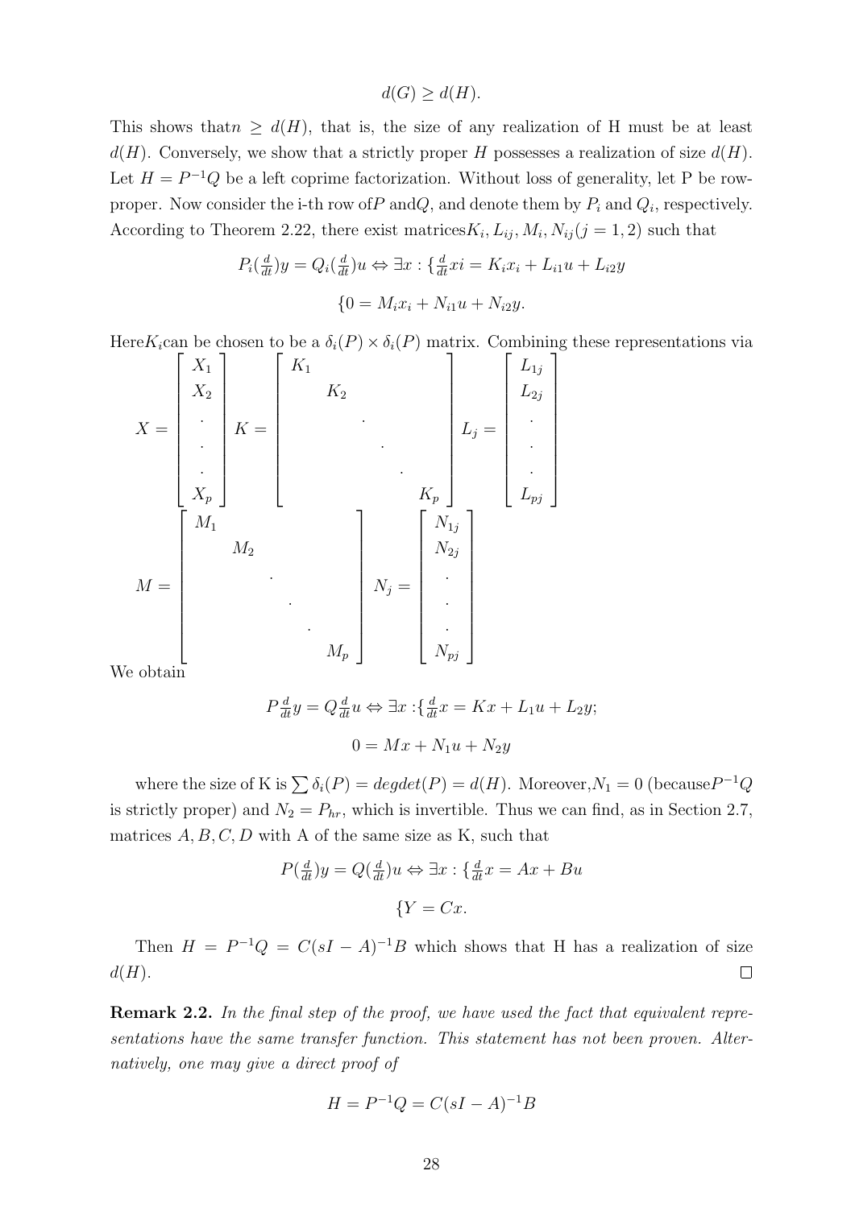$$d(G) \geq d(H).$$

This shows that $n \geq d(H)$, that is, the size of any realization of H must be at least $d(H)$. Conversely, we show that a strictly proper $H$ possesses a realization of size $d(H)$. Let $H = P^{-1}Q$ be a left coprime factorization. Without loss of generality, let P be row-proper. Now consider the i-th row of $P$ and $Q$, and denote them by $P_i$ and $Q_i$, respectively. According to Theorem 2.22, there exist matrices $K_i, L_{ij}, M_i, N_{ij} (j = 1, 2)$ such that

$$P_i(\tfrac{d}{dt})y = Q_i(\tfrac{d}{dt})u \Leftrightarrow \exists x : \{\tfrac{d}{dt}xi = K_i x_i + L_{i1}u + L_{i2}y$$

$$\{0 = M_i x_i + N_{i1}u + N_{i2}y.$$

Here $K_i$ can be chosen to be a $\delta_i(P) \times \delta_i(P)$ matrix. Combining these representations via

$$X = \begin{bmatrix} X_1 \\ X_2 \\ \cdot \\ \cdot \\ \cdot \\ X_p \end{bmatrix} K = \begin{bmatrix} K_1 & & & & & \\ & K_2 & & & & \\ & & \cdot & & & \\ & & & \cdot & & \\ & & & & \cdot & \\ & & & & & K_p \end{bmatrix} L_j = \begin{bmatrix} L_{1j} \\ L_{2j} \\ \cdot \\ \cdot \\ \cdot \\ L_{pj} \end{bmatrix}$$

$$M = \begin{bmatrix} M_1 & & & & & \\ & M_2 & & & & \\ & & \cdot & & & \\ & & & \cdot & & \\ & & & & \cdot & \\ & & & & & M_p \end{bmatrix} N_j = \begin{bmatrix} N_{1j} \\ N_{2j} \\ \cdot \\ \cdot \\ \cdot \\ N_{pj} \end{bmatrix}$$

We obtain

$$P\tfrac{d}{dt}y = Q\tfrac{d}{dt}u \Leftrightarrow \exists x : \{\tfrac{d}{dt}x = Kx + L_1u + L_2y;$$

$$0 = Mx + N_1u + N_2y$$

where the size of K is $\sum \delta_i(P) = degdet(P) = d(H)$. Moreover, $N_1 = 0$ (because $P^{-1}Q$ is strictly proper) and $N_2 = P_{hr}$, which is invertible. Thus we can find, as in Section 2.7, matrices $A, B, C, D$ with A of the same size as K, such that

$$P(\tfrac{d}{dt})y = Q(\tfrac{d}{dt})u \Leftrightarrow \exists x : \{\tfrac{d}{dt}x = Ax + Bu$$

$$\{Y = Cx.$$

Then $H = P^{-1}Q = C(sI - A)^{-1}B$ which shows that H has a realization of size $d(H)$. □

**Remark 2.2.** *In the final step of the proof, we have used the fact that equivalent representations have the same transfer function. This statement has not been proven. Alternatively, one may give a direct proof of*

$$H = P^{-1}Q = C(sI - A)^{-1}B$$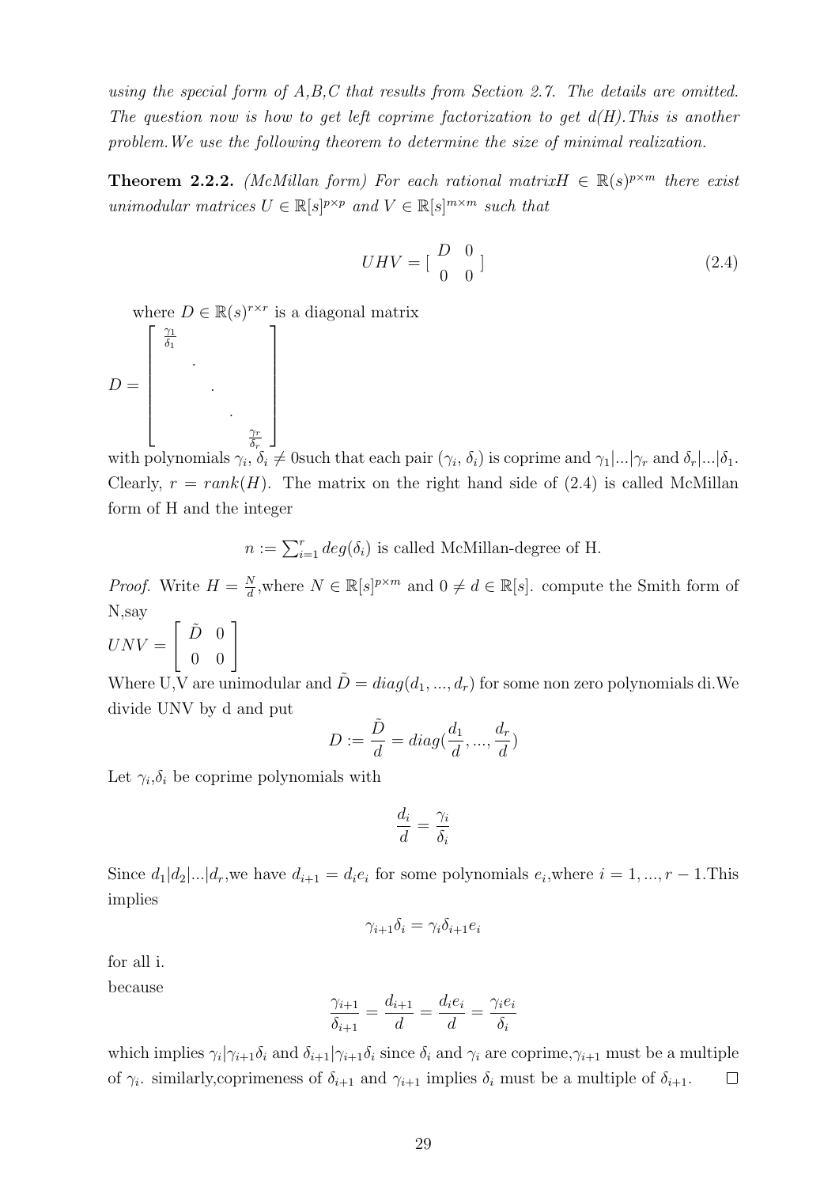*using the special form of A,B,C that results from Section 2.7. The details are omitted. The question now is how to get left coprime factorization to get d(H).This is another problem.We use the following theorem to determine the size of minimal realization.*

**Theorem 2.2.2.** *(McMillan form) For each rational matrix$H \in \mathbb{R}(s)^{p\times m}$ there exist unimodular matrices $U \in \mathbb{R}[s]^{p\times p}$ and $V \in \mathbb{R}[s]^{m\times m}$ such that*

$$UHV = [\begin{array}{cc} D & 0 \\ 0 & 0 \end{array}] \tag{2.4}$$

where $D \in \mathbb{R}(s)^{r\times r}$ is a diagonal matrix

$$D = \begin{bmatrix} \frac{\gamma_1}{\delta_1} & & & & \\ & . & & & \\ & & . & & \\ & & & . & \\ & & & & \frac{\gamma_r}{\delta_r} \end{bmatrix}$$

with polynomials $\gamma_i, \delta_i \neq 0$such that each pair $(\gamma_i, \delta_i)$ is coprime and $\gamma_1|...|\gamma_r$ and $\delta_r|...|\delta_1$. Clearly, $r = rank(H)$. The matrix on the right hand side of (2.4) is called McMillan form of H and the integer

$$n := \sum_{i=1}^{r} deg(\delta_i) \text{ is called McMillan-degree of H.}$$

*Proof.* Write $H = \frac{N}{d}$,where $N \in \mathbb{R}[s]^{p\times m}$ and $0 \neq d \in \mathbb{R}[s]$. compute the Smith form of N,say

$$UNV = \begin{bmatrix} \tilde{D} & 0 \\ 0 & 0 \end{bmatrix}$$

Where U,V are unimodular and $\tilde{D} = diag(d_1, ..., d_r)$ for some non zero polynomials di.We divide UNV by d and put

$$D := \frac{\tilde{D}}{d} = diag(\frac{d_1}{d}, ..., \frac{d_r}{d})$$

Let $\gamma_i$,$\delta_i$ be coprime polynomials with

$$\frac{d_i}{d} = \frac{\gamma_i}{\delta_i}$$

Since $d_1|d_2|...|d_r$,we have $d_{i+1} = d_i e_i$ for some polynomials $e_i$,where $i = 1, ..., r-1$.This implies

$$\gamma_{i+1}\delta_i = \gamma_i \delta_{i+1} e_i$$

for all i.

because

$$\frac{\gamma_{i+1}}{\delta_{i+1}} = \frac{d_{i+1}}{d} = \frac{d_i e_i}{d} = \frac{\gamma_i e_i}{\delta_i}$$

which implies $\gamma_i|\gamma_{i+1}\delta_i$ and $\delta_{i+1}|\gamma_{i+1}\delta_i$ since $\delta_i$ and $\gamma_i$ are coprime,$\gamma_{i+1}$ must be a multiple of $\gamma_i$. similarly,coprimeness of $\delta_{i+1}$ and $\gamma_{i+1}$ implies $\delta_i$ must be a multiple of $\delta_{i+1}$. □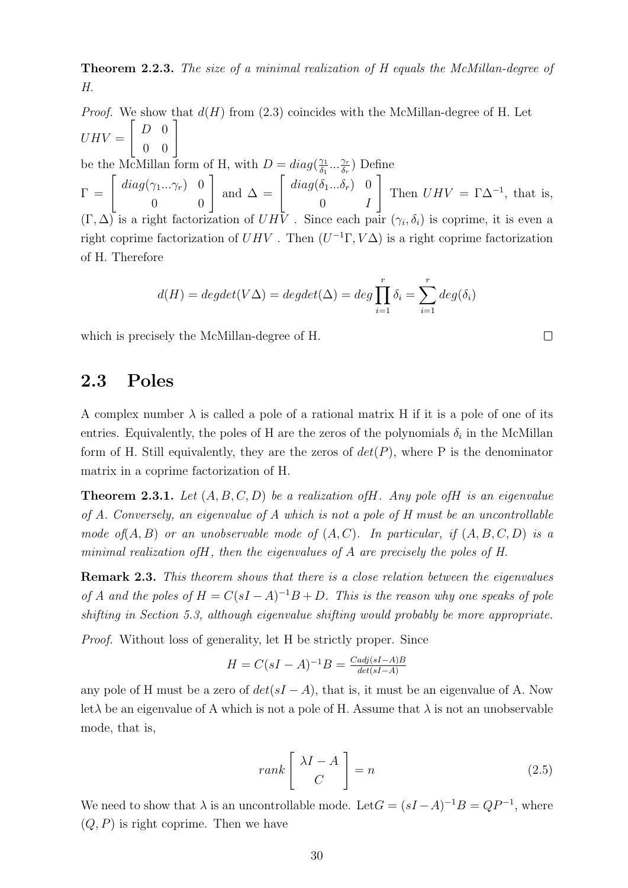**Theorem 2.2.3.** *The size of a minimal realization of H equals the McMillan-degree of H.*

*Proof.* We show that $d(H)$ from (2.3) coincides with the McMillan-degree of H. Let $UHV = \begin{bmatrix} D & 0 \\ 0 & 0 \end{bmatrix}$
be the McMillan form of H, with $D = diag(\frac{\gamma_1}{\delta_1}...\frac{\gamma_r}{\delta_r})$ Define
$\Gamma = \begin{bmatrix} diag(\gamma_1...\gamma_r) & 0 \\ 0 & 0 \end{bmatrix}$ and $\Delta = \begin{bmatrix} diag(\delta_1...\delta_r) & 0 \\ 0 & I \end{bmatrix}$ Then $UHV = \Gamma\Delta^{-1}$, that is, $(\Gamma, \Delta)$ is a right factorization of $UHV$ . Since each pair $(\gamma_i, \delta_i)$ is coprime, it is even a right coprime factorization of $UHV$ . Then $(U^{-1}\Gamma, V\Delta)$ is a right coprime factorization of H. Therefore

$$d(H) = degdet(V\Delta) = degdet(\Delta) = deg\prod_{i=1}^{r}\delta_i = \sum_{i=1}^{r} deg(\delta_i)$$

which is precisely the McMillan-degree of H. □

## 2.3 Poles

A complex number $\lambda$ is called a pole of a rational matrix H if it is a pole of one of its entries. Equivalently, the poles of H are the zeros of the polynomials $\delta_i$ in the McMillan form of H. Still equivalently, they are the zeros of $det(P)$, where P is the denominator matrix in a coprime factorization of H.

**Theorem 2.3.1.** *Let $(A, B, C, D)$ be a realization ofH. Any pole ofH is an eigenvalue of A. Conversely, an eigenvalue of A which is not a pole of H must be an uncontrollable mode of$(A, B)$ or an unobservable mode of $(A, C)$. In particular, if $(A, B, C, D)$ is a minimal realization ofH, then the eigenvalues of A are precisely the poles of H.*

**Remark 2.3.** *This theorem shows that there is a close relation between the eigenvalues of A and the poles of $H = C(sI - A)^{-1}B + D$. This is the reason why one speaks of pole shifting in Section 5.3, although eigenvalue shifting would probably be more appropriate.*

*Proof.* Without loss of generality, let H be strictly proper. Since

$$H = C(sI - A)^{-1}B = \frac{Cadj(sI-A)B}{det(sI-A)}$$

any pole of H must be a zero of $det(sI - A)$, that is, it must be an eigenvalue of A. Now let$\lambda$ be an eigenvalue of A which is not a pole of H. Assume that $\lambda$ is not an unobservable mode, that is,

$$rank\begin{bmatrix} \lambda I - A \\ C \end{bmatrix} = n \tag{2.5}$$

We need to show that $\lambda$ is an uncontrollable mode. Let$G = (sI - A)^{-1}B = QP^{-1}$, where $(Q, P)$ is right coprime. Then we have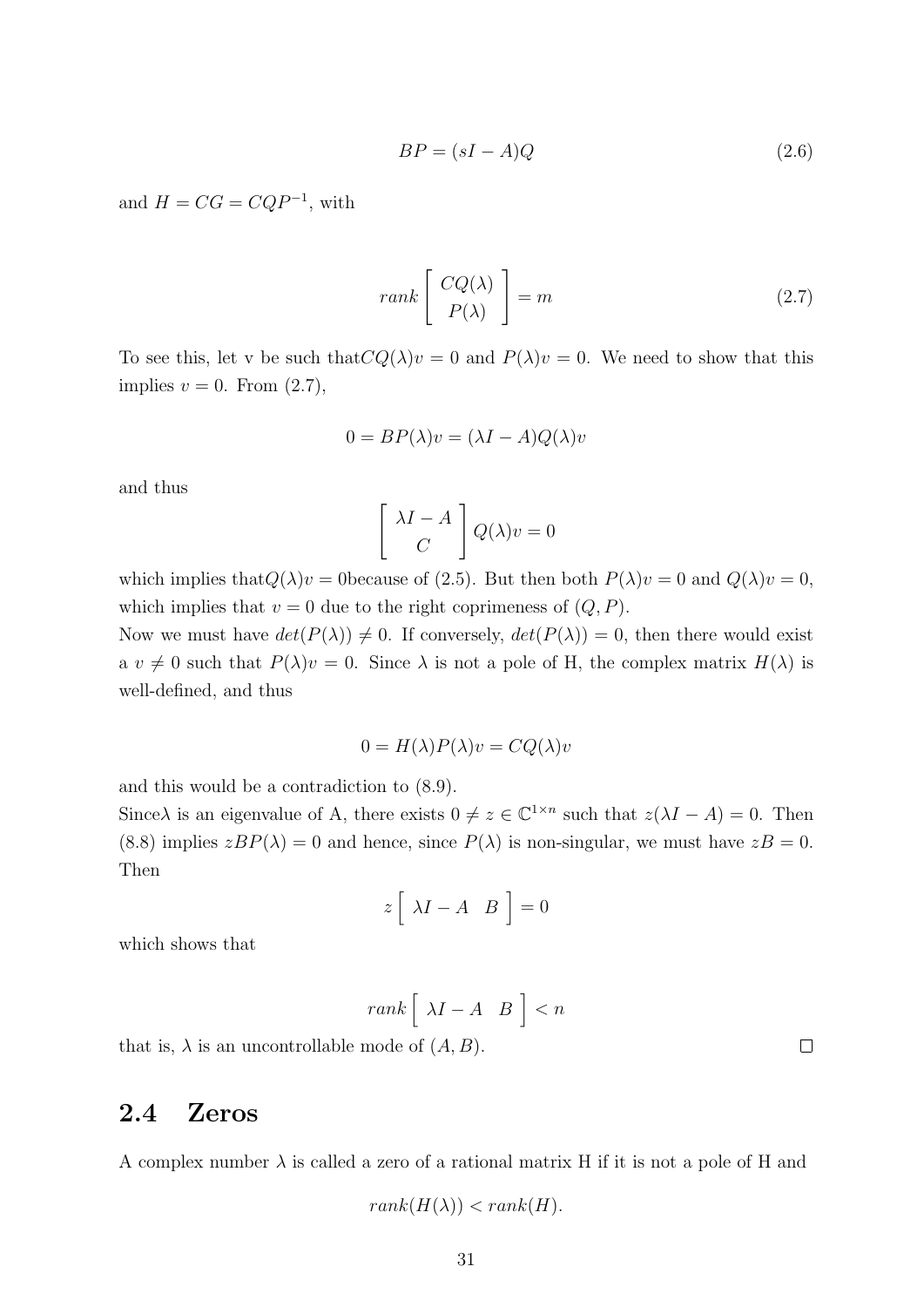$$BP = (sI - A)Q \tag{2.6}$$

and $H = CG = CQP^{-1}$, with

$$rank \begin{bmatrix} CQ(\lambda) \\ P(\lambda) \end{bmatrix} = m \tag{2.7}$$

To see this, let v be such that$CQ(\lambda)v = 0$ and $P(\lambda)v = 0$. We need to show that this implies $v = 0$. From (2.7),

$$0 = BP(\lambda)v = (\lambda I - A)Q(\lambda)v$$

and thus

$$\begin{bmatrix} \lambda I - A \\ C \end{bmatrix} Q(\lambda)v = 0$$

which implies that$Q(\lambda)v = 0$because of (2.5). But then both $P(\lambda)v = 0$ and $Q(\lambda)v = 0$, which implies that $v = 0$ due to the right coprimeness of $(Q, P)$.

Now we must have $det(P(\lambda)) \neq 0$. If conversely, $det(P(\lambda)) = 0$, then there would exist a $v \neq 0$ such that $P(\lambda)v = 0$. Since $\lambda$ is not a pole of H, the complex matrix $H(\lambda)$ is well-defined, and thus

$$0 = H(\lambda)P(\lambda)v = CQ(\lambda)v$$

and this would be a contradiction to (8.9).

Since$\lambda$ is an eigenvalue of A, there exists $0 \neq z \in \mathbb{C}^{1\times n}$ such that $z(\lambda I - A) = 0$. Then (8.8) implies $zBP(\lambda) = 0$ and hence, since $P(\lambda)$ is non-singular, we must have $zB = 0$. Then

$$z \begin{bmatrix} \lambda I - A & B \end{bmatrix} = 0$$

which shows that

$$rank \begin{bmatrix} \lambda I - A & B \end{bmatrix} < n$$

that is, $\lambda$ is an uncontrollable mode of $(A, B)$. □

## 2.4 Zeros

A complex number $\lambda$ is called a zero of a rational matrix H if it is not a pole of H and

$$rank(H(\lambda)) < rank(H).$$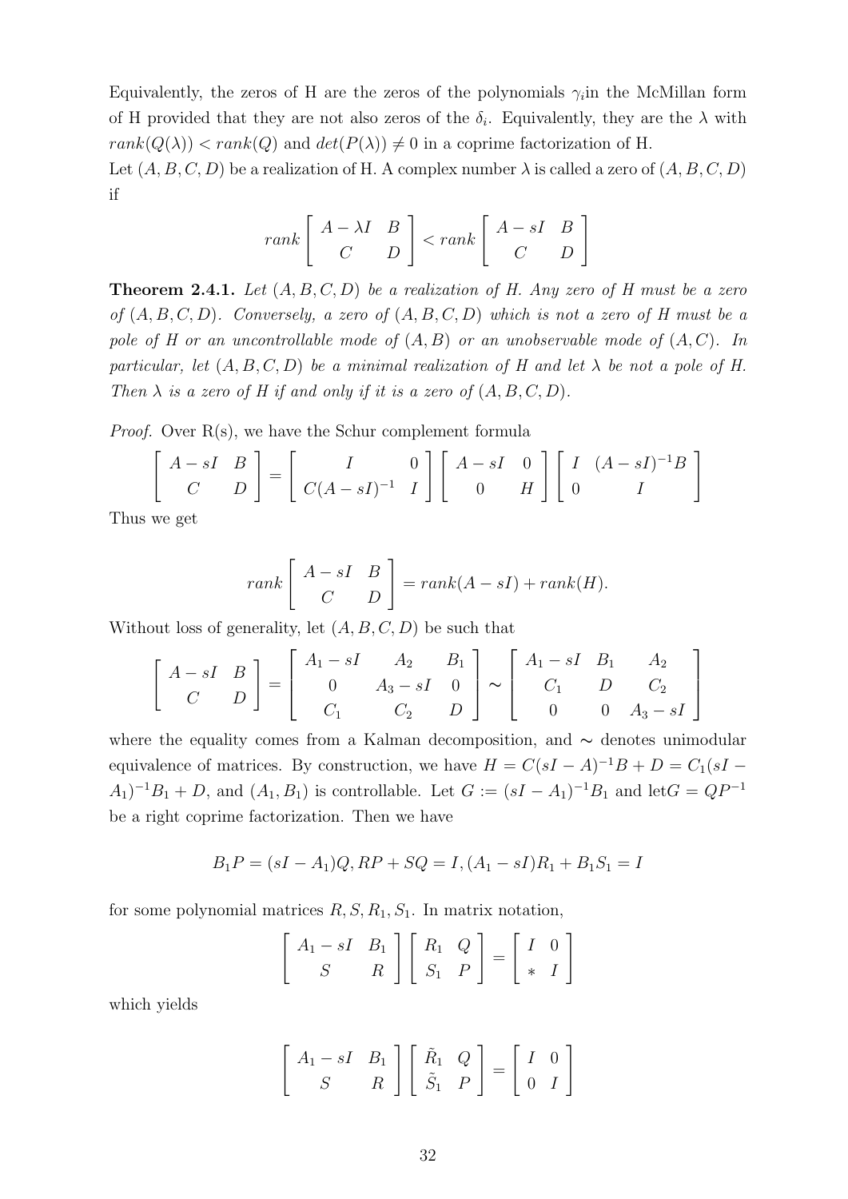Equivalently, the zeros of H are the zeros of the polynomials $\gamma_i$in the McMillan form of H provided that they are not also zeros of the $\delta_i$. Equivalently, they are the $\lambda$ with $rank(Q(\lambda)) < rank(Q)$ and $det(P(\lambda)) \neq 0$ in a coprime factorization of H.

Let $(A, B, C, D)$ be a realization of H. A complex number $\lambda$ is called a zero of $(A, B, C, D)$ if

$$rank \begin{bmatrix} A - \lambda I & B \\ C & D \end{bmatrix} < rank \begin{bmatrix} A - sI & B \\ C & D \end{bmatrix}$$

**Theorem 2.4.1.** *Let $(A, B, C, D)$ be a realization of H. Any zero of H must be a zero of $(A, B, C, D)$. Conversely, a zero of $(A, B, C, D)$ which is not a zero of H must be a pole of H or an uncontrollable mode of $(A, B)$ or an unobservable mode of $(A, C)$. In particular, let $(A, B, C, D)$ be a minimal realization of H and let $\lambda$ be not a pole of H. Then $\lambda$ is a zero of H if and only if it is a zero of $(A, B, C, D)$.*

*Proof.* Over R(s), we have the Schur complement formula

$$\begin{bmatrix} A - sI & B \\ C & D \end{bmatrix} = \begin{bmatrix} I & 0 \\ C(A - sI)^{-1} & I \end{bmatrix} \begin{bmatrix} A - sI & 0 \\ 0 & H \end{bmatrix} \begin{bmatrix} I & (A - sI)^{-1}B \\ 0 & I \end{bmatrix}$$

Thus we get

$$rank \begin{bmatrix} A - sI & B \\ C & D \end{bmatrix} = rank(A - sI) + rank(H).$$

Without loss of generality, let $(A, B, C, D)$ be such that

$$\begin{bmatrix} A - sI & B \\ C & D \end{bmatrix} = \begin{bmatrix} A_1 - sI & A_2 & B_1 \\ 0 & A_3 - sI & 0 \\ C_1 & C_2 & D \end{bmatrix} \sim \begin{bmatrix} A_1 - sI & B_1 & A_2 \\ C_1 & D & C_2 \\ 0 & 0 & A_3 - sI \end{bmatrix}$$

where the equality comes from a Kalman decomposition, and $\sim$ denotes unimodular equivalence of matrices. By construction, we have $H = C(sI - A)^{-1}B + D = C_1(sI - A_1)^{-1}B_1 + D$, and $(A_1, B_1)$ is controllable. Let $G := (sI - A_1)^{-1}B_1$ and let$G = QP^{-1}$ be a right coprime factorization. Then we have

$$B_1P = (sI - A_1)Q, RP + SQ = I, (A_1 - sI)R_1 + B_1S_1 = I$$

for some polynomial matrices $R, S, R_1, S_1$. In matrix notation,

$$\begin{bmatrix} A_1 - sI & B_1 \\ S & R \end{bmatrix} \begin{bmatrix} R_1 & Q \\ S_1 & P \end{bmatrix} = \begin{bmatrix} I & 0 \\ * & I \end{bmatrix}$$

which yields

$$\begin{bmatrix} A_1 - sI & B_1 \\ S & R \end{bmatrix} \begin{bmatrix} \tilde{R}_1 & Q \\ \tilde{S}_1 & P \end{bmatrix} = \begin{bmatrix} I & 0 \\ 0 & I \end{bmatrix}$$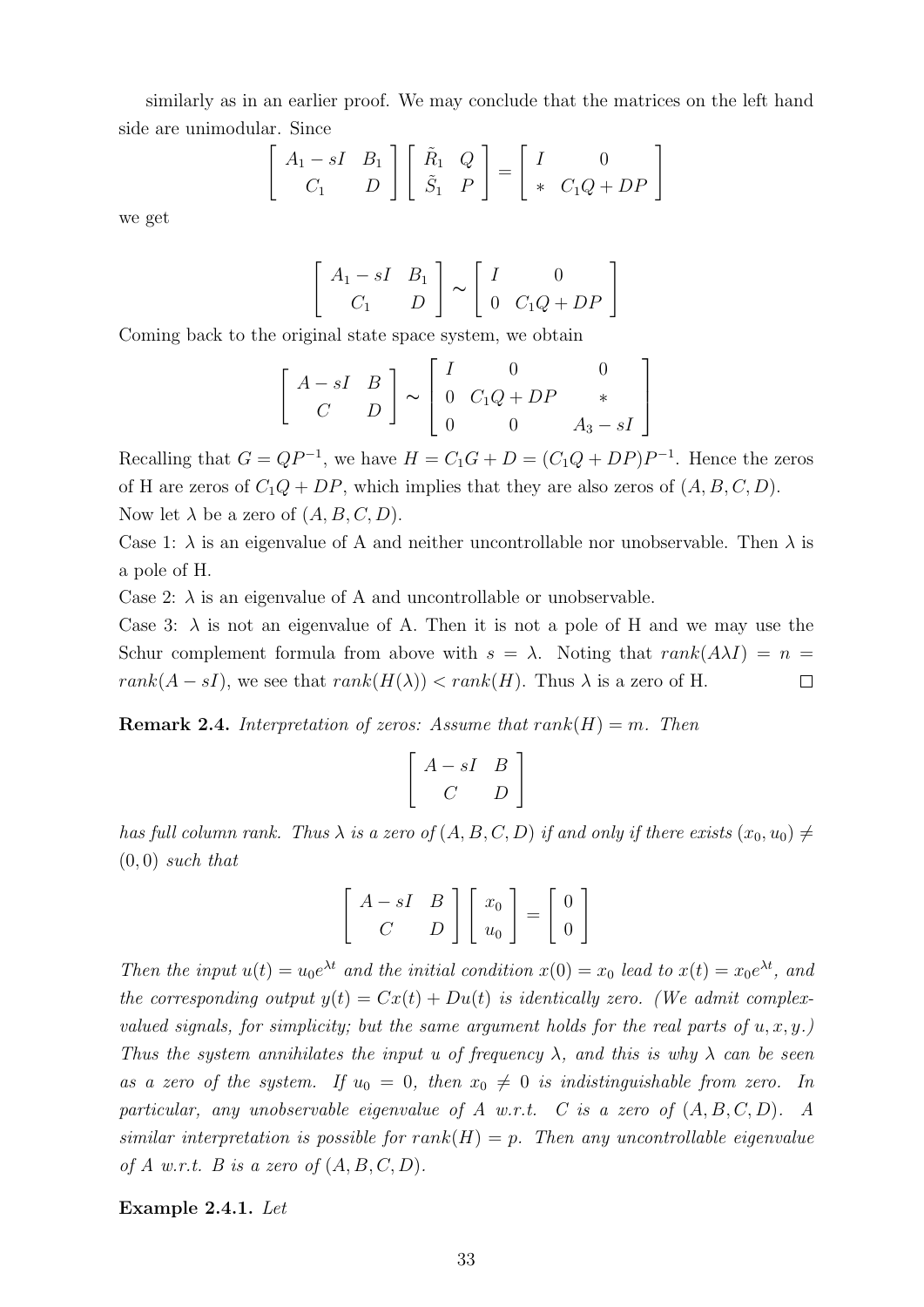similarly as in an earlier proof. We may conclude that the matrices on the left hand side are unimodular. Since

$$\begin{bmatrix} A_1 - sI & B_1 \\ C_1 & D \end{bmatrix} \begin{bmatrix} \tilde{R}_1 & Q \\ \tilde{S}_1 & P \end{bmatrix} = \begin{bmatrix} I & 0 \\ * & C_1Q + DP \end{bmatrix}$$

we get

$$\begin{bmatrix} A_1 - sI & B_1 \\ C_1 & D \end{bmatrix} \sim \begin{bmatrix} I & 0 \\ 0 & C_1Q + DP \end{bmatrix}$$

Coming back to the original state space system, we obtain

$$\begin{bmatrix} A - sI & B \\ C & D \end{bmatrix} \sim \begin{bmatrix} I & 0 & 0 \\ 0 & C_1Q + DP & * \\ 0 & 0 & A_3 - sI \end{bmatrix}$$

Recalling that $G = QP^{-1}$, we have $H = C_1G + D = (C_1Q + DP)P^{-1}$. Hence the zeros of H are zeros of $C_1Q + DP$, which implies that they are also zeros of $(A, B, C, D)$.
Now let $\lambda$ be a zero of $(A, B, C, D)$.
Case 1: $\lambda$ is an eigenvalue of A and neither uncontrollable nor unobservable. Then $\lambda$ is a pole of H.
Case 2: $\lambda$ is an eigenvalue of A and uncontrollable or unobservable.
Case 3: $\lambda$ is not an eigenvalue of A. Then it is not a pole of H and we may use the Schur complement formula from above with $s = \lambda$. Noting that $rank(A\lambda I) = n = rank(A - sI)$, we see that $rank(H(\lambda)) < rank(H)$. Thus $\lambda$ is a zero of H. □

**Remark 2.4.** *Interpretation of zeros: Assume that $rank(H) = m$. Then*

$$\begin{bmatrix} A - sI & B \\ C & D \end{bmatrix}$$

*has full column rank. Thus $\lambda$ is a zero of $(A, B, C, D)$ if and only if there exists $(x_0, u_0) \neq (0, 0)$ such that*

$$\begin{bmatrix} A - sI & B \\ C & D \end{bmatrix} \begin{bmatrix} x_0 \\ u_0 \end{bmatrix} = \begin{bmatrix} 0 \\ 0 \end{bmatrix}$$

*Then the input $u(t) = u_0e^{\lambda t}$ and the initial condition $x(0) = x_0$ lead to $x(t) = x_0e^{\lambda t}$, and the corresponding output $y(t) = Cx(t) + Du(t)$ is identically zero. (We admit complex-valued signals, for simplicity; but the same argument holds for the real parts of $u, x, y$.) Thus the system annihilates the input u of frequency $\lambda$, and this is why $\lambda$ can be seen as a zero of the system. If $u_0 = 0$, then $x_0 \neq 0$ is indistinguishable from zero. In particular, any unobservable eigenvalue of A w.r.t. C is a zero of $(A, B, C, D)$. A similar interpretation is possible for $rank(H) = p$. Then any uncontrollable eigenvalue of A w.r.t. B is a zero of $(A, B, C, D)$.*

**Example 2.4.1.** *Let*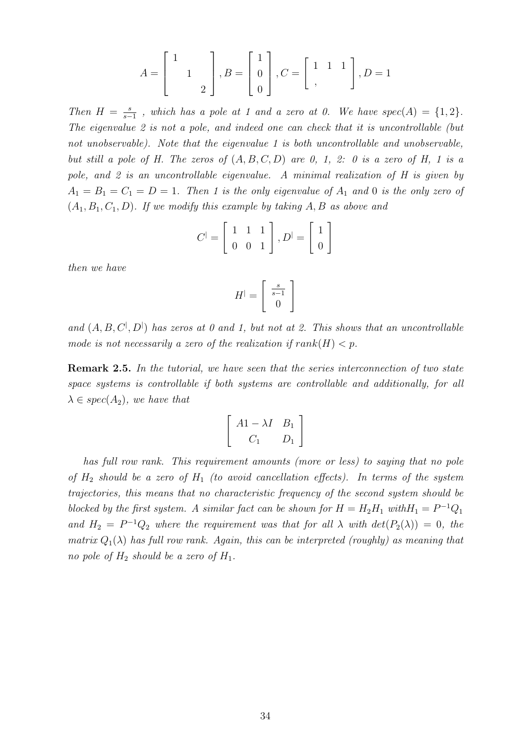$$A = \begin{bmatrix} 1 & & \\ & 1 & \\ & & 2 \end{bmatrix}, B = \begin{bmatrix} 1 \\ 0 \\ 0 \end{bmatrix}, C = \begin{bmatrix} 1 & 1 & 1 \\ , & & \end{bmatrix}, D = 1$$

*Then $H = \frac{s}{s-1}$ , which has a pole at 1 and a zero at 0. We have $spec(A) = \{1, 2\}$. The eigenvalue 2 is not a pole, and indeed one can check that it is uncontrollable (but not unobservable). Note that the eigenvalue 1 is both uncontrollable and unobservable, but still a pole of H. The zeros of $(A, B, C, D)$ are 0, 1, 2: 0 is a zero of H, 1 is a pole, and 2 is an uncontrollable eigenvalue. A minimal realization of H is given by $A_1 = B_1 = C_1 = D = 1$. Then 1 is the only eigenvalue of $A_1$ and 0 is the only zero of $(A_1, B_1, C_1, D)$. If we modify this example by taking $A, B$ as above and*

$$C^{|} = \begin{bmatrix} 1 & 1 & 1 \\ 0 & 0 & 1 \end{bmatrix}, D^{|} = \begin{bmatrix} 1 \\ 0 \end{bmatrix}$$

*then we have*

$$H^{|} = \begin{bmatrix} \frac{s}{s-1} \\ 0 \end{bmatrix}$$

*and $(A, B, C^{|}, D^{|})$ has zeros at 0 and 1, but not at 2. This shows that an uncontrollable mode is not necessarily a zero of the realization if $rank(H) < p$.*

**Remark 2.5.** *In the tutorial, we have seen that the series interconnection of two state space systems is controllable if both systems are controllable and additionally, for all $\lambda \in spec(A_2)$, we have that*

$$\begin{bmatrix} A1 - \lambda I & B_1 \\ C_1 & D_1 \end{bmatrix}$$

*has full row rank. This requirement amounts (more or less) to saying that no pole of $H_2$ should be a zero of $H_1$ (to avoid cancellation effects). In terms of the system trajectories, this means that no characteristic frequency of the second system should be blocked by the first system. A similar fact can be shown for $H = H_2H_1$ with$H_1 = P^{-1}Q_1$ and $H_2 = P^{-1}Q_2$ where the requirement was that for all $\lambda$ with $det(P_2(\lambda)) = 0$, the matrix $Q_1(\lambda)$ has full row rank. Again, this can be interpreted (roughly) as meaning that no pole of $H_2$ should be a zero of $H_1$.*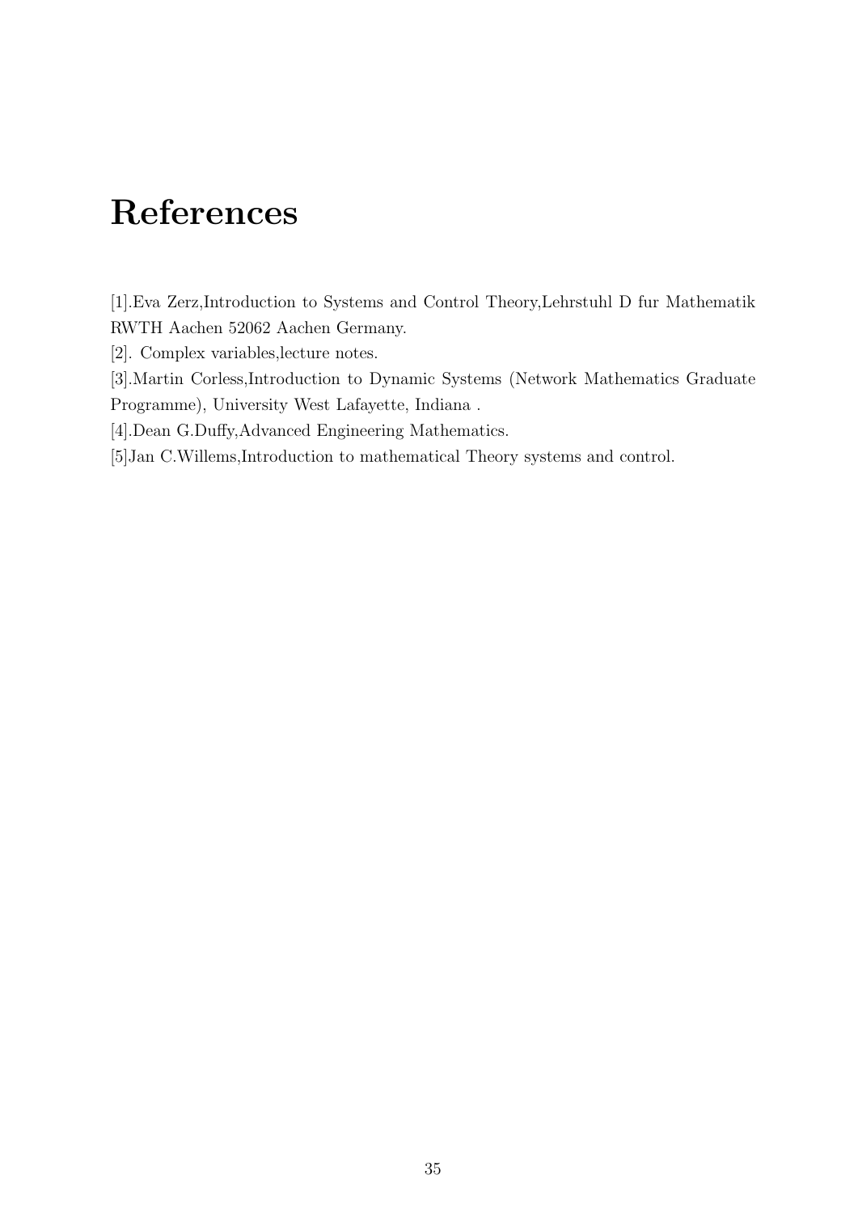# References

[1].Eva Zerz,Introduction to Systems and Control Theory,Lehrstuhl D fur Mathematik RWTH Aachen 52062 Aachen Germany.

[2]. Complex variables,lecture notes.

[3].Martin Corless,Introduction to Dynamic Systems (Network Mathematics Graduate Programme), University West Lafayette, Indiana .

[4].Dean G.Duffy,Advanced Engineering Mathematics.

[5]Jan C.Willems,Introduction to mathematical Theory systems and control.